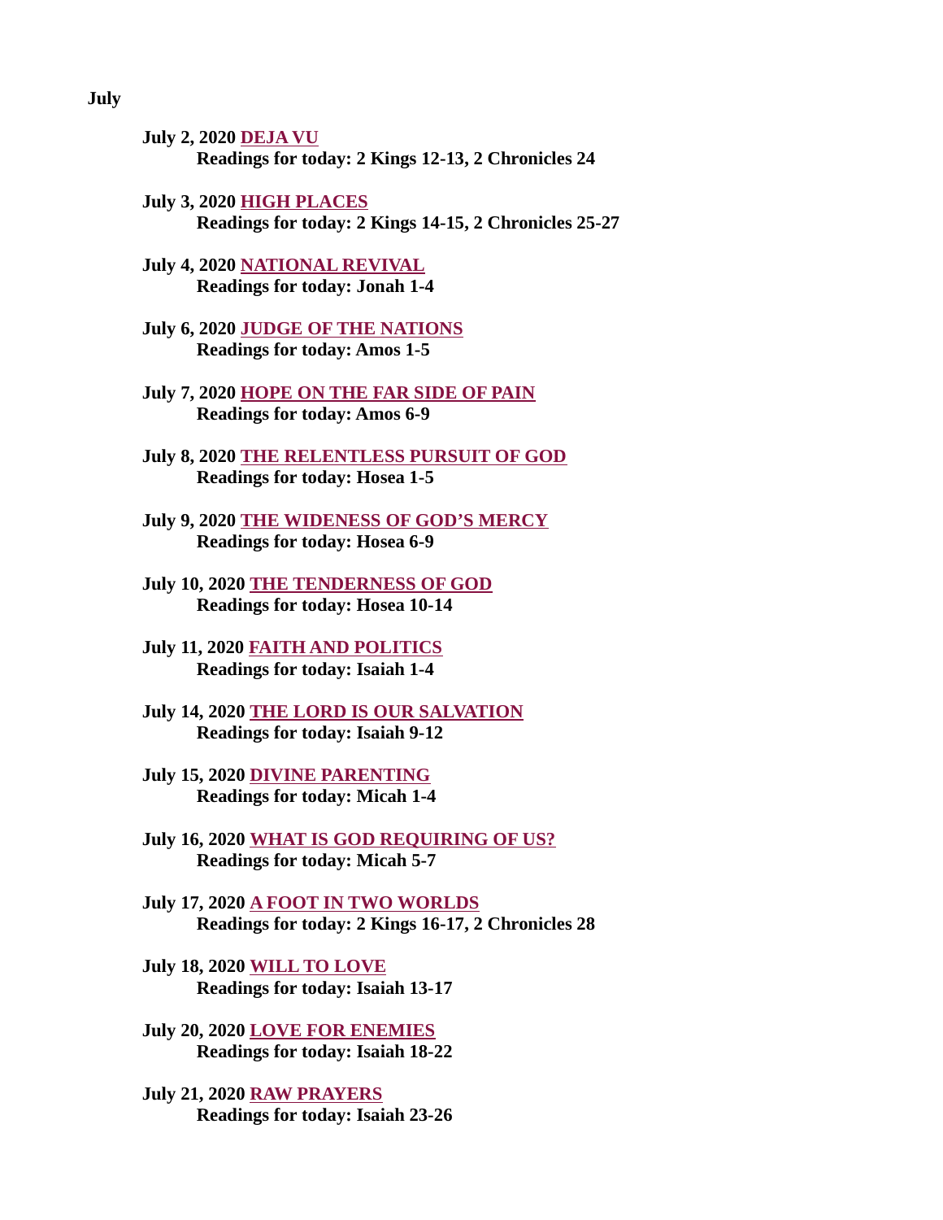**July**

**July 2, 2020 DEJA VU**
**Readings for today: 2 Kings 12-13, 2 Chronicles 24**

**July 3, 2020 HIGH PLACES**
**Readings for today: 2 Kings 14-15, 2 Chronicles 25-27**

**July 4, 2020 NATIONAL REVIVAL**
**Readings for today: Jonah 1-4**

**July 6, 2020 JUDGE OF THE NATIONS**
**Readings for today: Amos 1-5**

**July 7, 2020 HOPE ON THE FAR SIDE OF PAIN**
**Readings for today: Amos 6-9**

**July 8, 2020 THE RELENTLESS PURSUIT OF GOD**
**Readings for today: Hosea 1-5**

**July 9, 2020 THE WIDENESS OF GOD'S MERCY**
**Readings for today: Hosea 6-9**

**July 10, 2020 THE TENDERNESS OF GOD**
**Readings for today: Hosea 10-14**

**July 11, 2020 FAITH AND POLITICS**
**Readings for today: Isaiah 1-4**

**July 14, 2020 THE LORD IS OUR SALVATION**
**Readings for today: Isaiah 9-12**

**July 15, 2020 DIVINE PARENTING**
**Readings for today: Micah 1-4**

**July 16, 2020 WHAT IS GOD REQUIRING OF US?**
**Readings for today: Micah 5-7**

**July 17, 2020 A FOOT IN TWO WORLDS**
**Readings for today: 2 Kings 16-17, 2 Chronicles 28**

**July 18, 2020 WILL TO LOVE**
**Readings for today: Isaiah 13-17**

**July 20, 2020 LOVE FOR ENEMIES**
**Readings for today: Isaiah 18-22**

**July 21, 2020 RAW PRAYERS**
**Readings for today: Isaiah 23-26**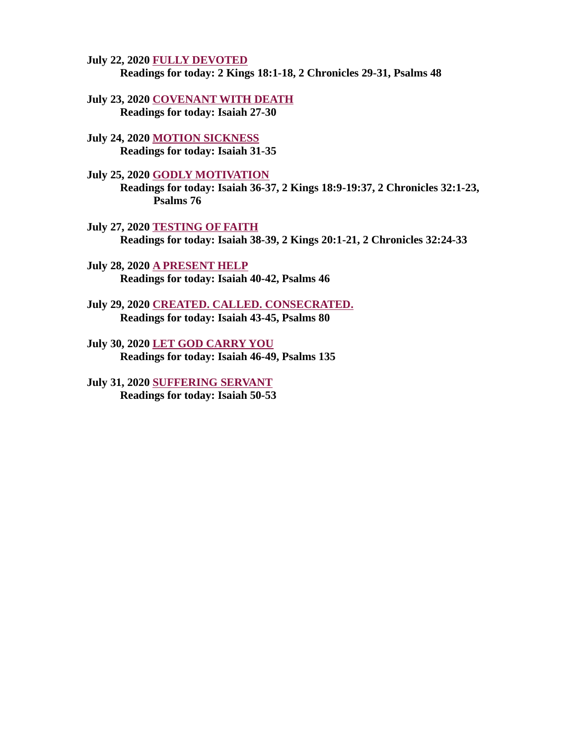**July 22, 2020 FULLY DEVOTED**
**Readings for today: 2 Kings 18:1-18, 2 Chronicles 29-31, Psalms 48**

**July 23, 2020 COVENANT WITH DEATH**
**Readings for today: Isaiah 27-30**

**July 24, 2020 MOTION SICKNESS**
**Readings for today: Isaiah 31-35**

**July 25, 2020 GODLY MOTIVATION**
**Readings for today: Isaiah 36-37, 2 Kings 18:9-19:37, 2 Chronicles 32:1-23, Psalms 76**

**July 27, 2020 TESTING OF FAITH**
**Readings for today: Isaiah 38-39, 2 Kings 20:1-21, 2 Chronicles 32:24-33**

**July 28, 2020 A PRESENT HELP**
**Readings for today: Isaiah 40-42, Psalms 46**

**July 29, 2020 CREATED. CALLED. CONSECRATED.**
**Readings for today: Isaiah 43-45, Psalms 80**

**July 30, 2020 LET GOD CARRY YOU**
**Readings for today: Isaiah 46-49, Psalms 135**

**July 31, 2020 SUFFERING SERVANT**
**Readings for today: Isaiah 50-53**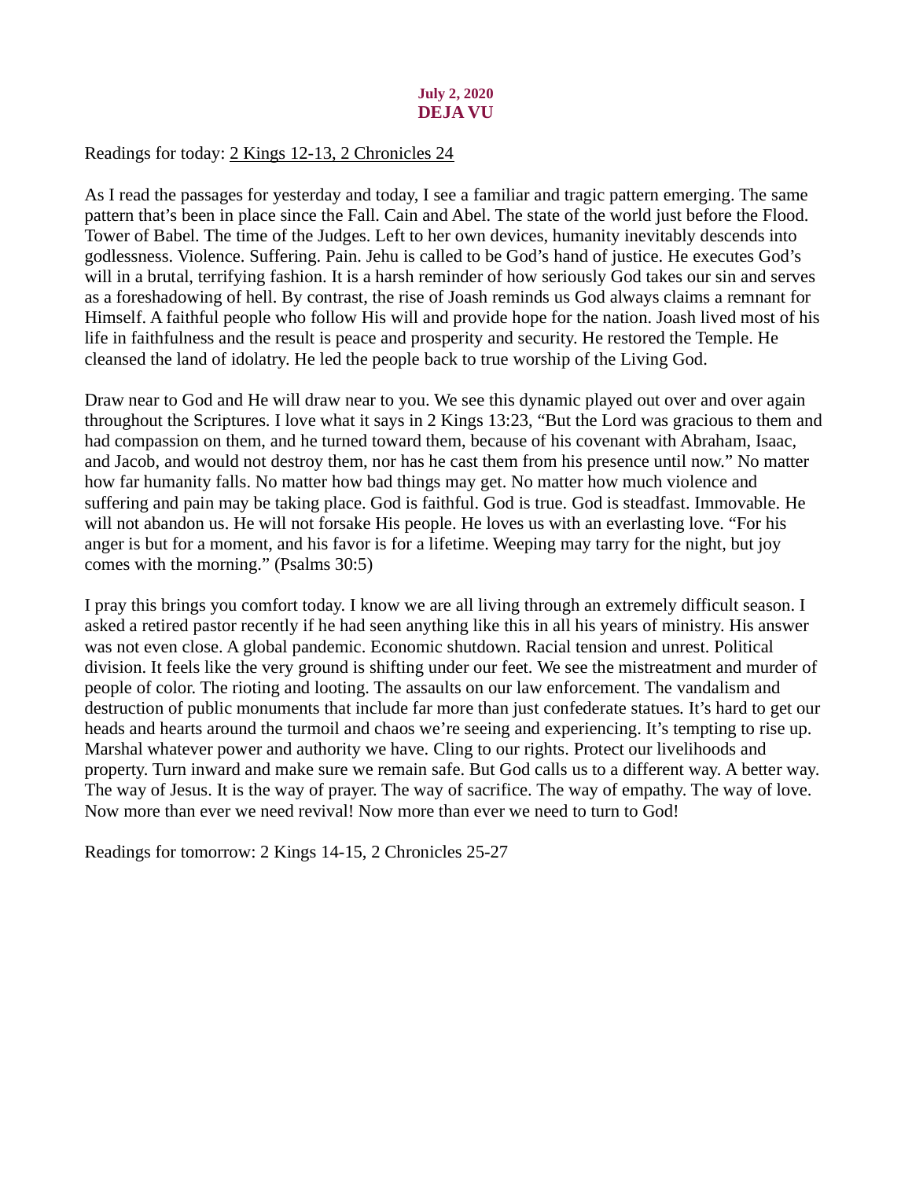**July 2, 2020**
# DEJA VU

Readings for today: 2 Kings 12-13, 2 Chronicles 24

As I read the passages for yesterday and today, I see a familiar and tragic pattern emerging. The same pattern that's been in place since the Fall. Cain and Abel. The state of the world just before the Flood. Tower of Babel. The time of the Judges. Left to her own devices, humanity inevitably descends into godlessness. Violence. Suffering. Pain. Jehu is called to be God's hand of justice. He executes God's will in a brutal, terrifying fashion. It is a harsh reminder of how seriously God takes our sin and serves as a foreshadowing of hell. By contrast, the rise of Joash reminds us God always claims a remnant for Himself. A faithful people who follow His will and provide hope for the nation. Joash lived most of his life in faithfulness and the result is peace and prosperity and security. He restored the Temple. He cleansed the land of idolatry. He led the people back to true worship of the Living God.

Draw near to God and He will draw near to you. We see this dynamic played out over and over again throughout the Scriptures. I love what it says in 2 Kings 13:23, "But the Lord was gracious to them and had compassion on them, and he turned toward them, because of his covenant with Abraham, Isaac, and Jacob, and would not destroy them, nor has he cast them from his presence until now." No matter how far humanity falls. No matter how bad things may get. No matter how much violence and suffering and pain may be taking place. God is faithful. God is true. God is steadfast. Immovable. He will not abandon us. He will not forsake His people. He loves us with an everlasting love. "For his anger is but for a moment, and his favor is for a lifetime. Weeping may tarry for the night, but joy comes with the morning." (Psalms 30:5)

I pray this brings you comfort today. I know we are all living through an extremely difficult season. I asked a retired pastor recently if he had seen anything like this in all his years of ministry. His answer was not even close. A global pandemic. Economic shutdown. Racial tension and unrest. Political division. It feels like the very ground is shifting under our feet. We see the mistreatment and murder of people of color. The rioting and looting. The assaults on our law enforcement. The vandalism and destruction of public monuments that include far more than just confederate statues. It's hard to get our heads and hearts around the turmoil and chaos we're seeing and experiencing. It's tempting to rise up. Marshal whatever power and authority we have. Cling to our rights. Protect our livelihoods and property. Turn inward and make sure we remain safe. But God calls us to a different way. A better way. The way of Jesus. It is the way of prayer. The way of sacrifice. The way of empathy. The way of love. Now more than ever we need revival! Now more than ever we need to turn to God!

Readings for tomorrow: 2 Kings 14-15, 2 Chronicles 25-27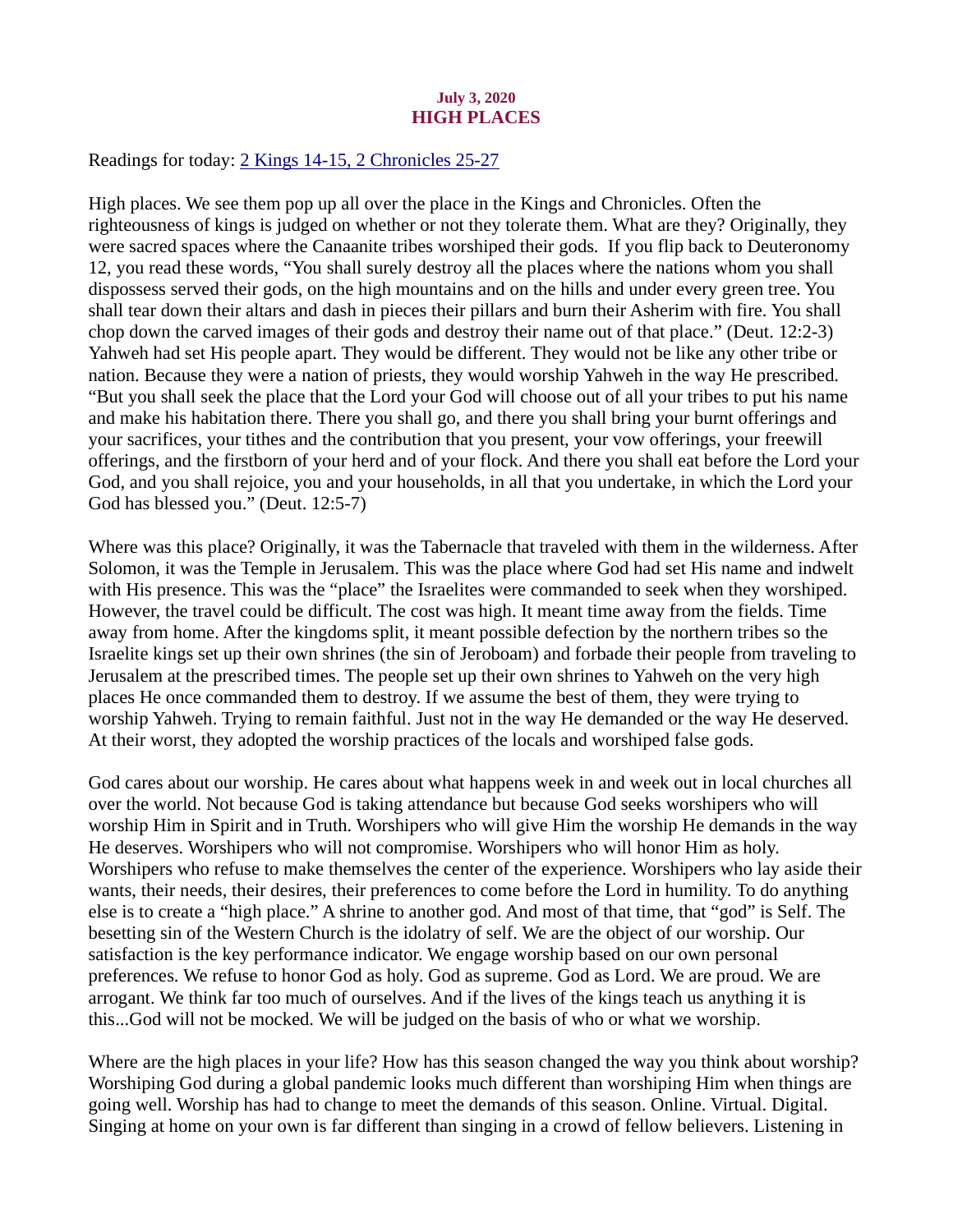**July 3, 2020**

## HIGH PLACES

Readings for today: [2 Kings 14-15, 2 Chronicles 25-27]()

High places. We see them pop up all over the place in the Kings and Chronicles. Often the righteousness of kings is judged on whether or not they tolerate them. What are they? Originally, they were sacred spaces where the Canaanite tribes worshiped their gods. If you flip back to Deuteronomy 12, you read these words, "You shall surely destroy all the places where the nations whom you shall dispossess served their gods, on the high mountains and on the hills and under every green tree. You shall tear down their altars and dash in pieces their pillars and burn their Asherim with fire. You shall chop down the carved images of their gods and destroy their name out of that place." (Deut. 12:2-3) Yahweh had set His people apart. They would be different. They would not be like any other tribe or nation. Because they were a nation of priests, they would worship Yahweh in the way He prescribed. "But you shall seek the place that the Lord your God will choose out of all your tribes to put his name and make his habitation there. There you shall go, and there you shall bring your burnt offerings and your sacrifices, your tithes and the contribution that you present, your vow offerings, your freewill offerings, and the firstborn of your herd and of your flock. And there you shall eat before the Lord your God, and you shall rejoice, you and your households, in all that you undertake, in which the Lord your God has blessed you." (Deut. 12:5-7)

Where was this place? Originally, it was the Tabernacle that traveled with them in the wilderness. After Solomon, it was the Temple in Jerusalem. This was the place where God had set His name and indwelt with His presence. This was the "place" the Israelites were commanded to seek when they worshiped. However, the travel could be difficult. The cost was high. It meant time away from the fields. Time away from home. After the kingdoms split, it meant possible defection by the northern tribes so the Israelite kings set up their own shrines (the sin of Jeroboam) and forbade their people from traveling to Jerusalem at the prescribed times. The people set up their own shrines to Yahweh on the very high places He once commanded them to destroy. If we assume the best of them, they were trying to worship Yahweh. Trying to remain faithful. Just not in the way He demanded or the way He deserved. At their worst, they adopted the worship practices of the locals and worshiped false gods.

God cares about our worship. He cares about what happens week in and week out in local churches all over the world. Not because God is taking attendance but because God seeks worshipers who will worship Him in Spirit and in Truth. Worshipers who will give Him the worship He demands in the way He deserves. Worshipers who will not compromise. Worshipers who will honor Him as holy. Worshipers who refuse to make themselves the center of the experience. Worshipers who lay aside their wants, their needs, their desires, their preferences to come before the Lord in humility. To do anything else is to create a "high place." A shrine to another god. And most of that time, that "god" is Self. The besetting sin of the Western Church is the idolatry of self. We are the object of our worship. Our satisfaction is the key performance indicator. We engage worship based on our own personal preferences. We refuse to honor God as holy. God as supreme. God as Lord. We are proud. We are arrogant. We think far too much of ourselves. And if the lives of the kings teach us anything it is this...God will not be mocked. We will be judged on the basis of who or what we worship.

Where are the high places in your life? How has this season changed the way you think about worship? Worshiping God during a global pandemic looks much different than worshiping Him when things are going well. Worship has had to change to meet the demands of this season. Online. Virtual. Digital. Singing at home on your own is far different than singing in a crowd of fellow believers. Listening in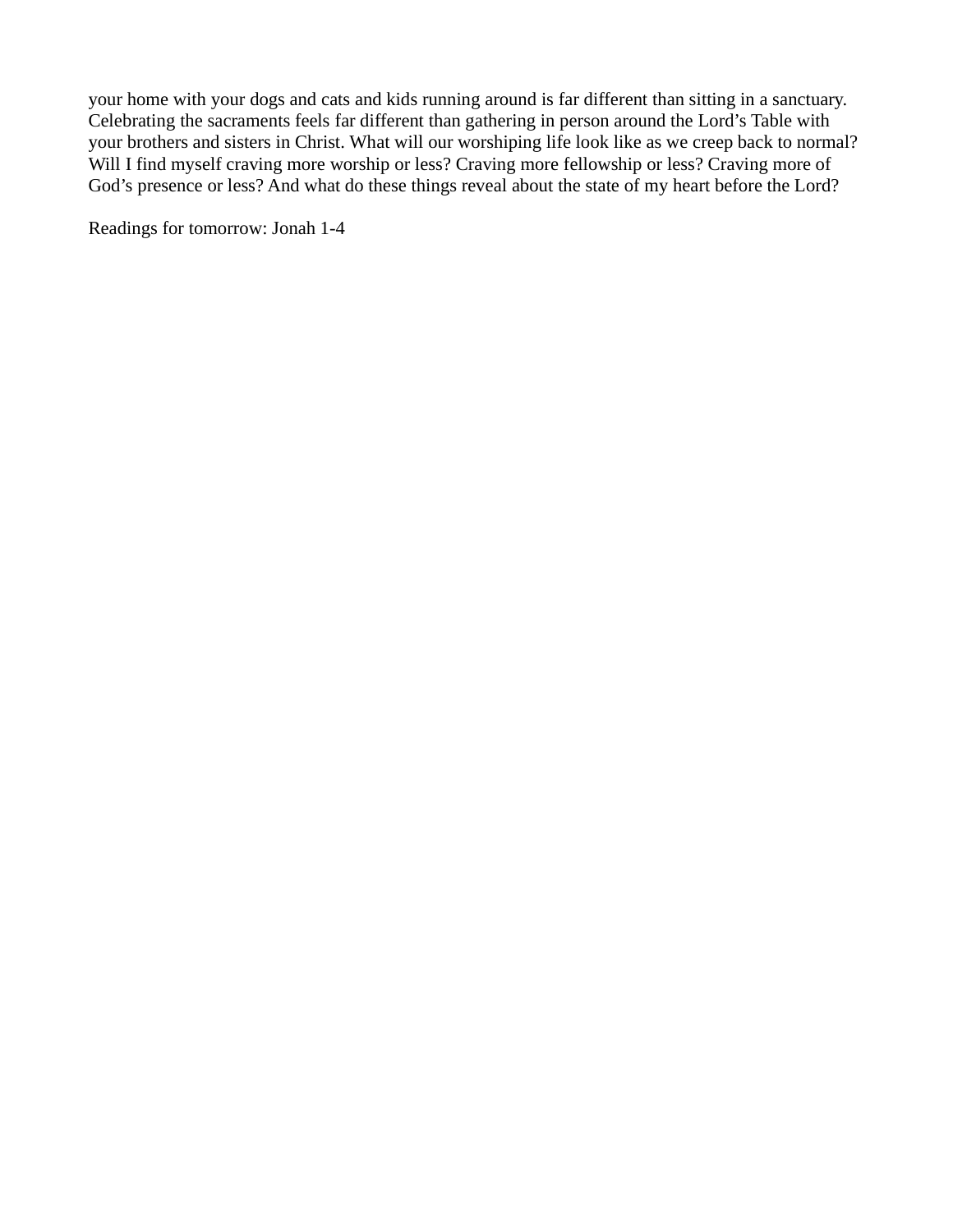your home with your dogs and cats and kids running around is far different than sitting in a sanctuary. Celebrating the sacraments feels far different than gathering in person around the Lord's Table with your brothers and sisters in Christ. What will our worshiping life look like as we creep back to normal? Will I find myself craving more worship or less? Craving more fellowship or less? Craving more of God's presence or less? And what do these things reveal about the state of my heart before the Lord?

Readings for tomorrow: Jonah 1-4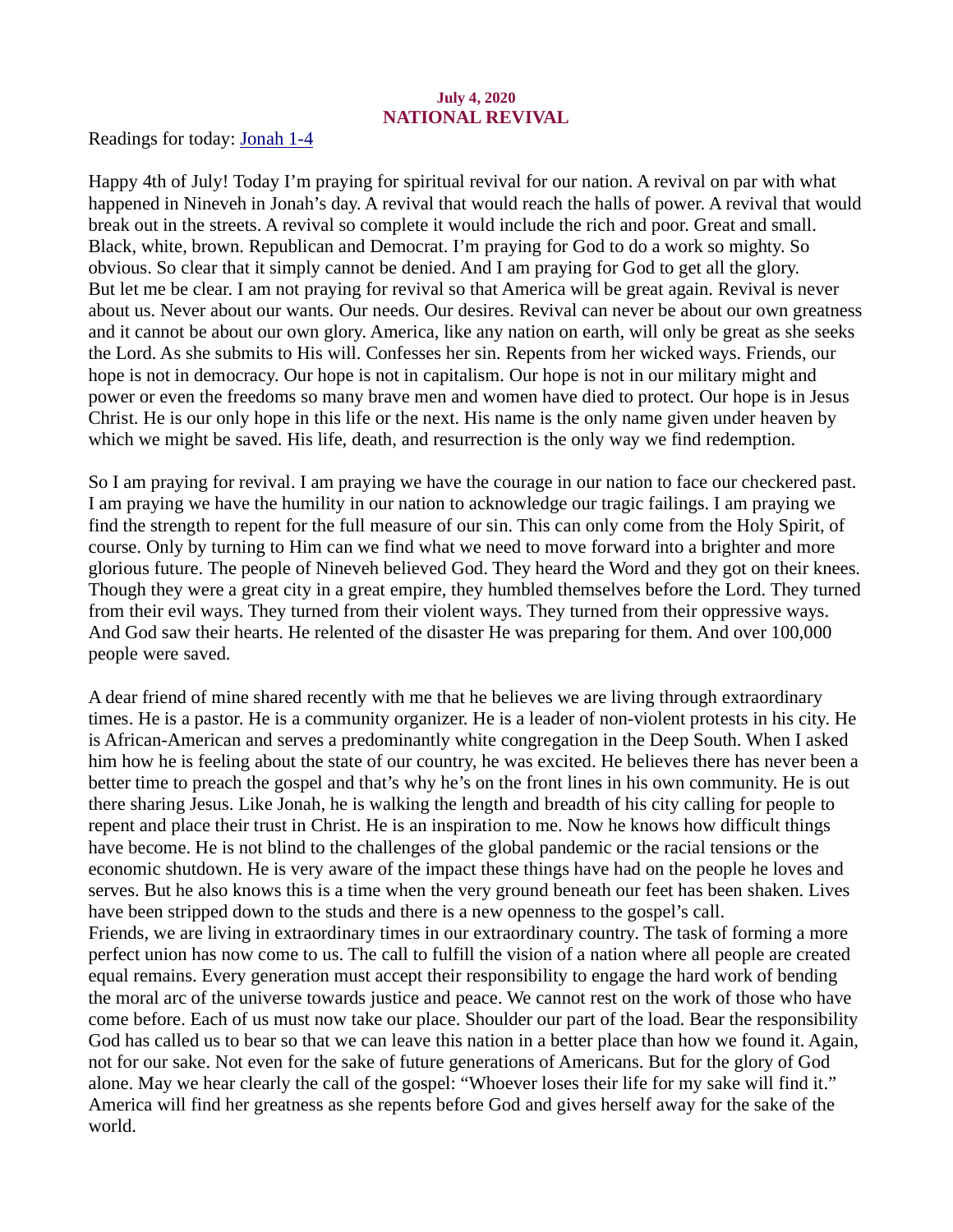**July 4, 2020**

# NATIONAL REVIVAL

Readings for today: [Jonah 1-4]

Happy 4th of July! Today I'm praying for spiritual revival for our nation. A revival on par with what happened in Nineveh in Jonah's day. A revival that would reach the halls of power. A revival that would break out in the streets. A revival so complete it would include the rich and poor. Great and small. Black, white, brown. Republican and Democrat. I'm praying for God to do a work so mighty. So obvious. So clear that it simply cannot be denied. And I am praying for God to get all the glory.

But let me be clear. I am not praying for revival so that America will be great again. Revival is never about us. Never about our wants. Our needs. Our desires. Revival can never be about our own greatness and it cannot be about our own glory. America, like any nation on earth, will only be great as she seeks the Lord. As she submits to His will. Confesses her sin. Repents from her wicked ways. Friends, our hope is not in democracy. Our hope is not in capitalism. Our hope is not in our military might and power or even the freedoms so many brave men and women have died to protect. Our hope is in Jesus Christ. He is our only hope in this life or the next. His name is the only name given under heaven by which we might be saved. His life, death, and resurrection is the only way we find redemption.

So I am praying for revival. I am praying we have the courage in our nation to face our checkered past. I am praying we have the humility in our nation to acknowledge our tragic failings. I am praying we find the strength to repent for the full measure of our sin. This can only come from the Holy Spirit, of course. Only by turning to Him can we find what we need to move forward into a brighter and more glorious future. The people of Nineveh believed God. They heard the Word and they got on their knees. Though they were a great city in a great empire, they humbled themselves before the Lord. They turned from their evil ways. They turned from their violent ways. They turned from their oppressive ways. And God saw their hearts. He relented of the disaster He was preparing for them. And over 100,000 people were saved.

A dear friend of mine shared recently with me that he believes we are living through extraordinary times. He is a pastor. He is a community organizer. He is a leader of non-violent protests in his city. He is African-American and serves a predominantly white congregation in the Deep South. When I asked him how he is feeling about the state of our country, he was excited. He believes there has never been a better time to preach the gospel and that's why he's on the front lines in his own community. He is out there sharing Jesus. Like Jonah, he is walking the length and breadth of his city calling for people to repent and place their trust in Christ. He is an inspiration to me. Now he knows how difficult things have become. He is not blind to the challenges of the global pandemic or the racial tensions or the economic shutdown. He is very aware of the impact these things have had on the people he loves and serves. But he also knows this is a time when the very ground beneath our feet has been shaken. Lives have been stripped down to the studs and there is a new openness to the gospel's call.

Friends, we are living in extraordinary times in our extraordinary country. The task of forming a more perfect union has now come to us. The call to fulfill the vision of a nation where all people are created equal remains. Every generation must accept their responsibility to engage the hard work of bending the moral arc of the universe towards justice and peace. We cannot rest on the work of those who have come before. Each of us must now take our place. Shoulder our part of the load. Bear the responsibility God has called us to bear so that we can leave this nation in a better place than how we found it. Again, not for our sake. Not even for the sake of future generations of Americans. But for the glory of God alone. May we hear clearly the call of the gospel: "Whoever loses their life for my sake will find it." America will find her greatness as she repents before God and gives herself away for the sake of the world.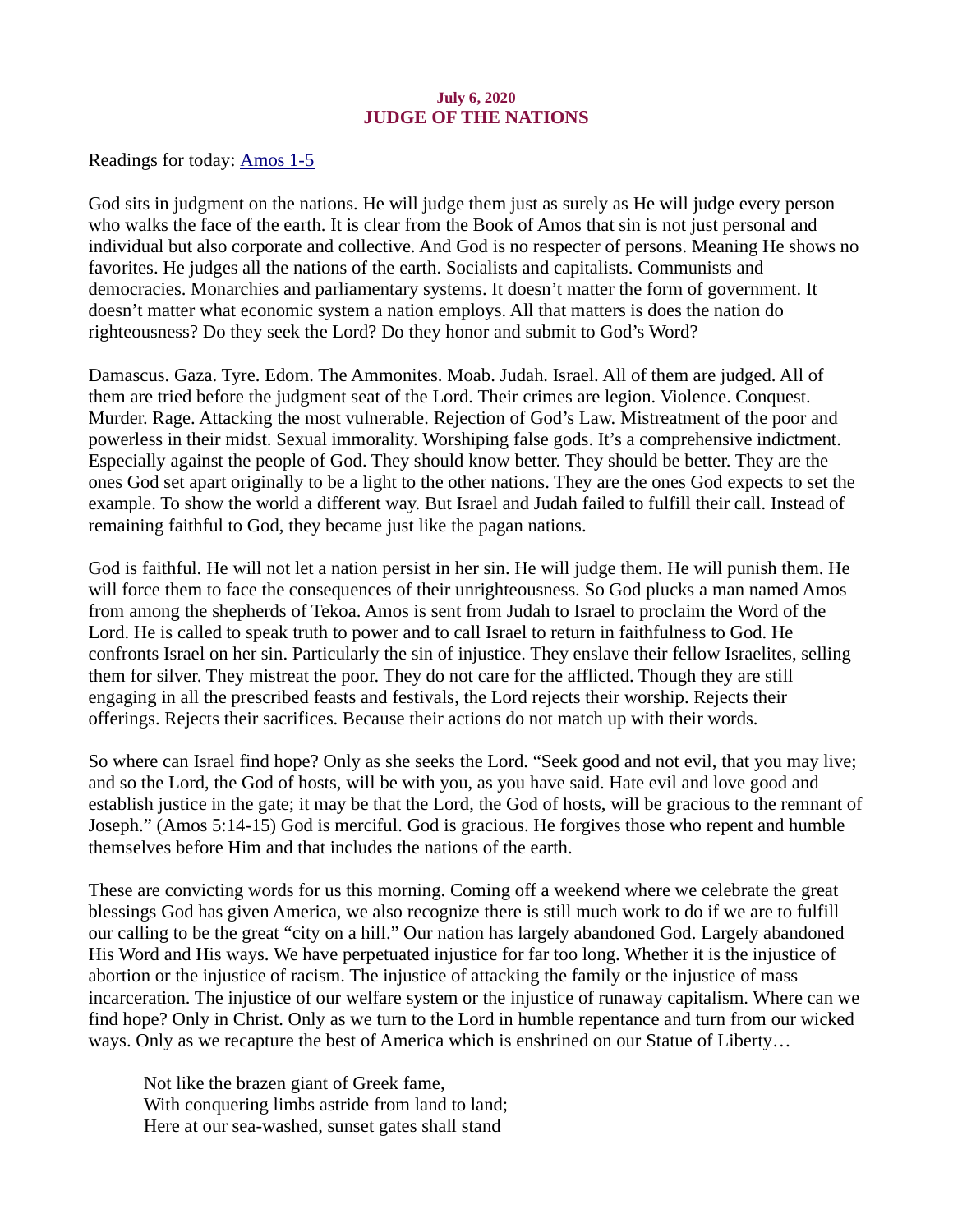**July 6, 2020**

# JUDGE OF THE NATIONS

Readings for today: [Amos 1-5]

God sits in judgment on the nations. He will judge them just as surely as He will judge every person who walks the face of the earth. It is clear from the Book of Amos that sin is not just personal and individual but also corporate and collective. And God is no respecter of persons. Meaning He shows no favorites. He judges all the nations of the earth. Socialists and capitalists. Communists and democracies. Monarchies and parliamentary systems. It doesn't matter the form of government. It doesn't matter what economic system a nation employs. All that matters is does the nation do righteousness? Do they seek the Lord? Do they honor and submit to God's Word?

Damascus. Gaza. Tyre. Edom. The Ammonites. Moab. Judah. Israel. All of them are judged. All of them are tried before the judgment seat of the Lord. Their crimes are legion. Violence. Conquest. Murder. Rage. Attacking the most vulnerable. Rejection of God's Law. Mistreatment of the poor and powerless in their midst. Sexual immorality. Worshiping false gods. It's a comprehensive indictment. Especially against the people of God. They should know better. They should be better. They are the ones God set apart originally to be a light to the other nations. They are the ones God expects to set the example. To show the world a different way. But Israel and Judah failed to fulfill their call. Instead of remaining faithful to God, they became just like the pagan nations.

God is faithful. He will not let a nation persist in her sin. He will judge them. He will punish them. He will force them to face the consequences of their unrighteousness. So God plucks a man named Amos from among the shepherds of Tekoa. Amos is sent from Judah to Israel to proclaim the Word of the Lord. He is called to speak truth to power and to call Israel to return in faithfulness to God. He confronts Israel on her sin. Particularly the sin of injustice. They enslave their fellow Israelites, selling them for silver. They mistreat the poor. They do not care for the afflicted. Though they are still engaging in all the prescribed feasts and festivals, the Lord rejects their worship. Rejects their offerings. Rejects their sacrifices. Because their actions do not match up with their words.

So where can Israel find hope? Only as she seeks the Lord. "Seek good and not evil, that you may live; and so the Lord, the God of hosts, will be with you, as you have said. Hate evil and love good and establish justice in the gate; it may be that the Lord, the God of hosts, will be gracious to the remnant of Joseph." (Amos 5:14-15) God is merciful. God is gracious. He forgives those who repent and humble themselves before Him and that includes the nations of the earth.

These are convicting words for us this morning. Coming off a weekend where we celebrate the great blessings God has given America, we also recognize there is still much work to do if we are to fulfill our calling to be the great "city on a hill." Our nation has largely abandoned God. Largely abandoned His Word and His ways. We have perpetuated injustice for far too long. Whether it is the injustice of abortion or the injustice of racism. The injustice of attacking the family or the injustice of mass incarceration. The injustice of our welfare system or the injustice of runaway capitalism. Where can we find hope? Only in Christ. Only as we turn to the Lord in humble repentance and turn from our wicked ways. Only as we recapture the best of America which is enshrined on our Statue of Liberty…

> Not like the brazen giant of Greek fame,
> With conquering limbs astride from land to land;
> Here at our sea-washed, sunset gates shall stand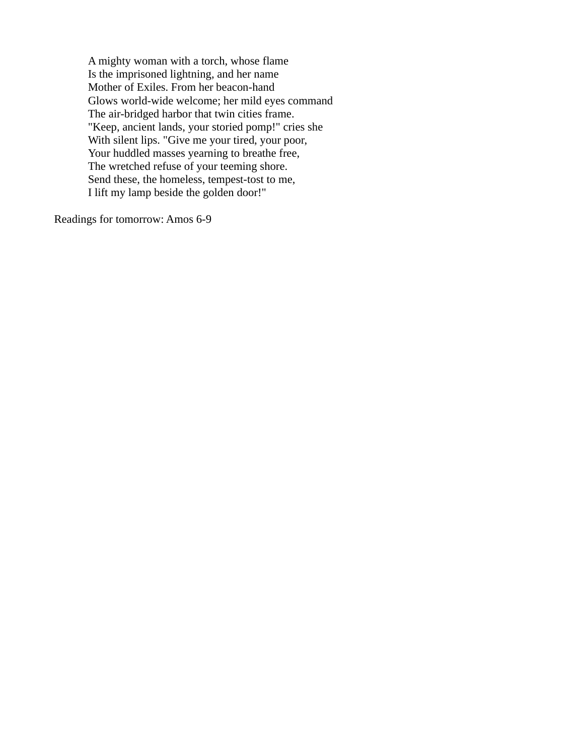A mighty woman with a torch, whose flame
Is the imprisoned lightning, and her name
Mother of Exiles. From her beacon-hand
Glows world-wide welcome; her mild eyes command
The air-bridged harbor that twin cities frame.
"Keep, ancient lands, your storied pomp!" cries she
With silent lips. "Give me your tired, your poor,
Your huddled masses yearning to breathe free,
The wretched refuse of your teeming shore.
Send these, the homeless, tempest-tost to me,
I lift my lamp beside the golden door!"

Readings for tomorrow: Amos 6-9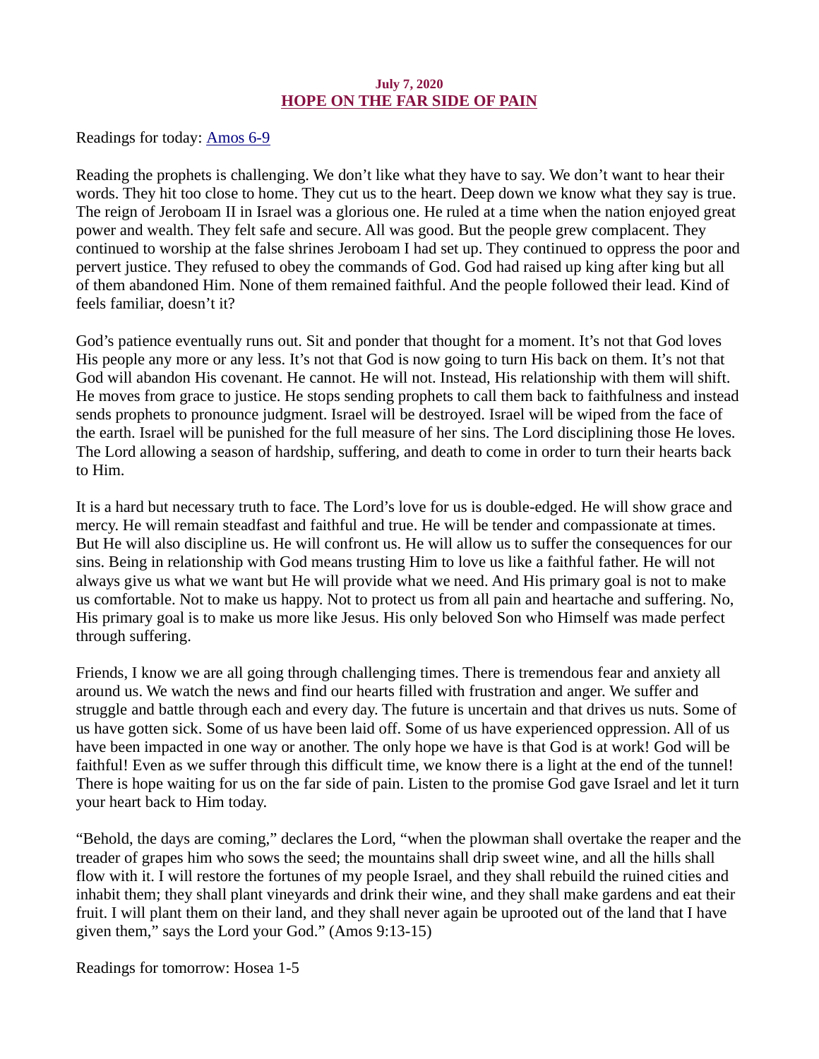**July 7, 2020**

# HOPE ON THE FAR SIDE OF PAIN

Readings for today: Amos 6-9

Reading the prophets is challenging. We don't like what they have to say. We don't want to hear their words. They hit too close to home. They cut us to the heart. Deep down we know what they say is true. The reign of Jeroboam II in Israel was a glorious one. He ruled at a time when the nation enjoyed great power and wealth. They felt safe and secure. All was good. But the people grew complacent. They continued to worship at the false shrines Jeroboam I had set up. They continued to oppress the poor and pervert justice. They refused to obey the commands of God. God had raised up king after king but all of them abandoned Him. None of them remained faithful. And the people followed their lead. Kind of feels familiar, doesn't it?

God's patience eventually runs out. Sit and ponder that thought for a moment. It's not that God loves His people any more or any less. It's not that God is now going to turn His back on them. It's not that God will abandon His covenant. He cannot. He will not. Instead, His relationship with them will shift. He moves from grace to justice. He stops sending prophets to call them back to faithfulness and instead sends prophets to pronounce judgment. Israel will be destroyed. Israel will be wiped from the face of the earth. Israel will be punished for the full measure of her sins. The Lord disciplining those He loves. The Lord allowing a season of hardship, suffering, and death to come in order to turn their hearts back to Him.

It is a hard but necessary truth to face. The Lord's love for us is double-edged. He will show grace and mercy. He will remain steadfast and faithful and true. He will be tender and compassionate at times. But He will also discipline us. He will confront us. He will allow us to suffer the consequences for our sins. Being in relationship with God means trusting Him to love us like a faithful father. He will not always give us what we want but He will provide what we need. And His primary goal is not to make us comfortable. Not to make us happy. Not to protect us from all pain and heartache and suffering. No, His primary goal is to make us more like Jesus. His only beloved Son who Himself was made perfect through suffering.

Friends, I know we are all going through challenging times. There is tremendous fear and anxiety all around us. We watch the news and find our hearts filled with frustration and anger. We suffer and struggle and battle through each and every day. The future is uncertain and that drives us nuts. Some of us have gotten sick. Some of us have been laid off. Some of us have experienced oppression. All of us have been impacted in one way or another. The only hope we have is that God is at work! God will be faithful! Even as we suffer through this difficult time, we know there is a light at the end of the tunnel! There is hope waiting for us on the far side of pain. Listen to the promise God gave Israel and let it turn your heart back to Him today.

"Behold, the days are coming," declares the Lord, "when the plowman shall overtake the reaper and the treader of grapes him who sows the seed; the mountains shall drip sweet wine, and all the hills shall flow with it. I will restore the fortunes of my people Israel, and they shall rebuild the ruined cities and inhabit them; they shall plant vineyards and drink their wine, and they shall make gardens and eat their fruit. I will plant them on their land, and they shall never again be uprooted out of the land that I have given them," says the Lord your God." (Amos 9:13-15)

Readings for tomorrow: Hosea 1-5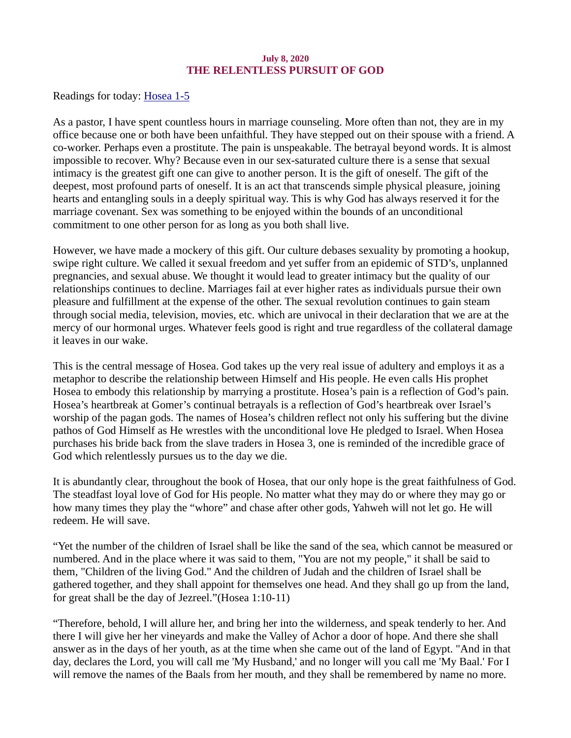**July 8, 2020**

# THE RELENTLESS PURSUIT OF GOD

Readings for today: [Hosea 1-5]

As a pastor, I have spent countless hours in marriage counseling. More often than not, they are in my office because one or both have been unfaithful. They have stepped out on their spouse with a friend. A co-worker. Perhaps even a prostitute. The pain is unspeakable. The betrayal beyond words. It is almost impossible to recover. Why? Because even in our sex-saturated culture there is a sense that sexual intimacy is the greatest gift one can give to another person. It is the gift of oneself. The gift of the deepest, most profound parts of oneself. It is an act that transcends simple physical pleasure, joining hearts and entangling souls in a deeply spiritual way. This is why God has always reserved it for the marriage covenant. Sex was something to be enjoyed within the bounds of an unconditional commitment to one other person for as long as you both shall live.

However, we have made a mockery of this gift. Our culture debases sexuality by promoting a hookup, swipe right culture. We called it sexual freedom and yet suffer from an epidemic of STD's, unplanned pregnancies, and sexual abuse. We thought it would lead to greater intimacy but the quality of our relationships continues to decline. Marriages fail at ever higher rates as individuals pursue their own pleasure and fulfillment at the expense of the other. The sexual revolution continues to gain steam through social media, television, movies, etc. which are univocal in their declaration that we are at the mercy of our hormonal urges. Whatever feels good is right and true regardless of the collateral damage it leaves in our wake.

This is the central message of Hosea. God takes up the very real issue of adultery and employs it as a metaphor to describe the relationship between Himself and His people. He even calls His prophet Hosea to embody this relationship by marrying a prostitute. Hosea's pain is a reflection of God's pain. Hosea's heartbreak at Gomer's continual betrayals is a reflection of God's heartbreak over Israel's worship of the pagan gods. The names of Hosea's children reflect not only his suffering but the divine pathos of God Himself as He wrestles with the unconditional love He pledged to Israel. When Hosea purchases his bride back from the slave traders in Hosea 3, one is reminded of the incredible grace of God which relentlessly pursues us to the day we die.

It is abundantly clear, throughout the book of Hosea, that our only hope is the great faithfulness of God. The steadfast loyal love of God for His people. No matter what they may do or where they may go or how many times they play the "whore" and chase after other gods, Yahweh will not let go. He will redeem. He will save.

"Yet the number of the children of Israel shall be like the sand of the sea, which cannot be measured or numbered. And in the place where it was said to them, "You are not my people," it shall be said to them, "Children of the living God." And the children of Judah and the children of Israel shall be gathered together, and they shall appoint for themselves one head. And they shall go up from the land, for great shall be the day of Jezreel."(Hosea 1:10-11)

"Therefore, behold, I will allure her, and bring her into the wilderness, and speak tenderly to her. And there I will give her her vineyards and make the Valley of Achor a door of hope. And there she shall answer as in the days of her youth, as at the time when she came out of the land of Egypt. "And in that day, declares the Lord, you will call me 'My Husband,' and no longer will you call me 'My Baal.' For I will remove the names of the Baals from her mouth, and they shall be remembered by name no more.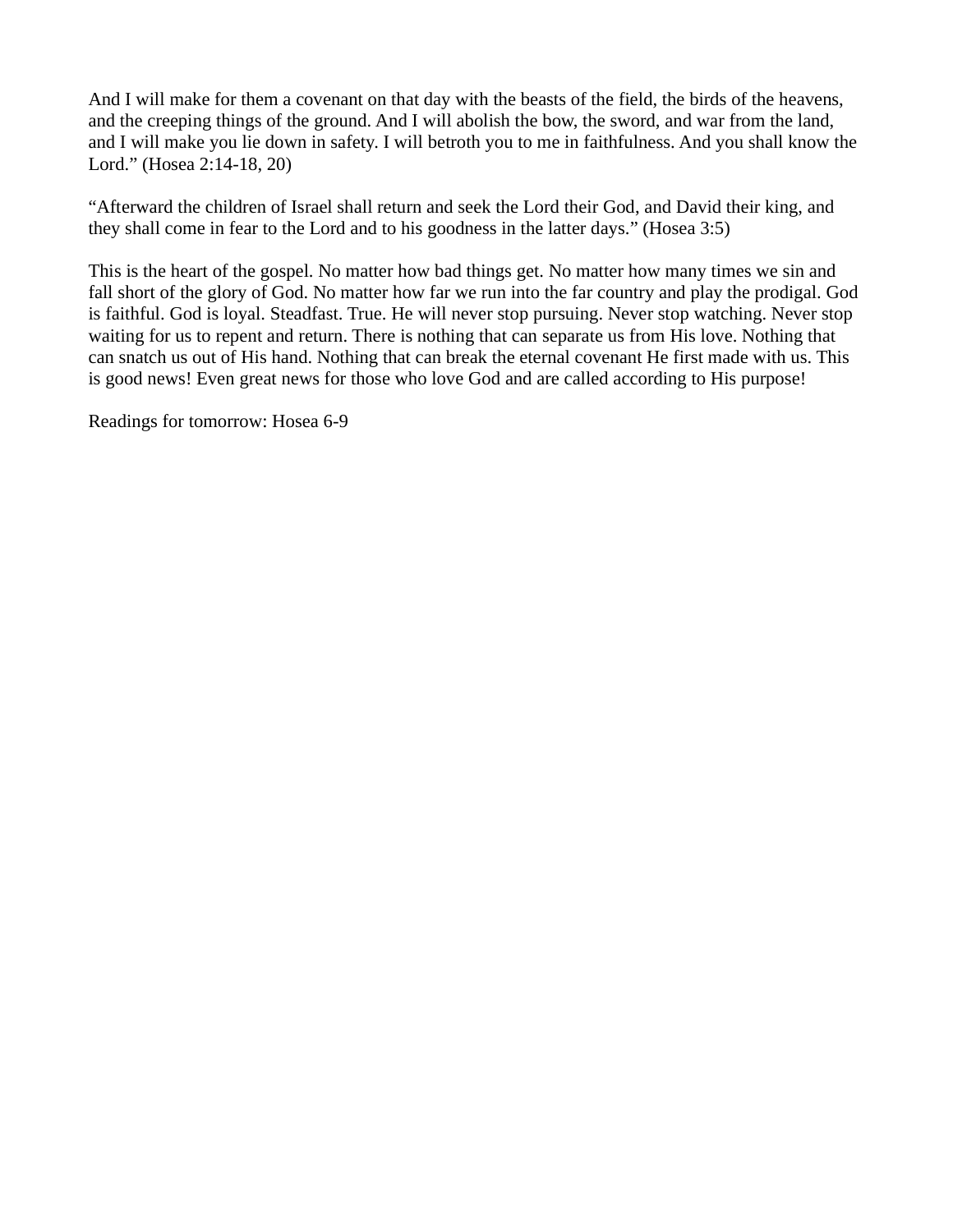And I will make for them a covenant on that day with the beasts of the field, the birds of the heavens, and the creeping things of the ground. And I will abolish the bow, the sword, and war from the land, and I will make you lie down in safety. I will betroth you to me in faithfulness. And you shall know the Lord." (Hosea 2:14-18, 20)

"Afterward the children of Israel shall return and seek the Lord their God, and David their king, and they shall come in fear to the Lord and to his goodness in the latter days." (Hosea 3:5)

This is the heart of the gospel. No matter how bad things get. No matter how many times we sin and fall short of the glory of God. No matter how far we run into the far country and play the prodigal. God is faithful. God is loyal. Steadfast. True. He will never stop pursuing. Never stop watching. Never stop waiting for us to repent and return. There is nothing that can separate us from His love. Nothing that can snatch us out of His hand. Nothing that can break the eternal covenant He first made with us. This is good news! Even great news for those who love God and are called according to His purpose!

Readings for tomorrow: Hosea 6-9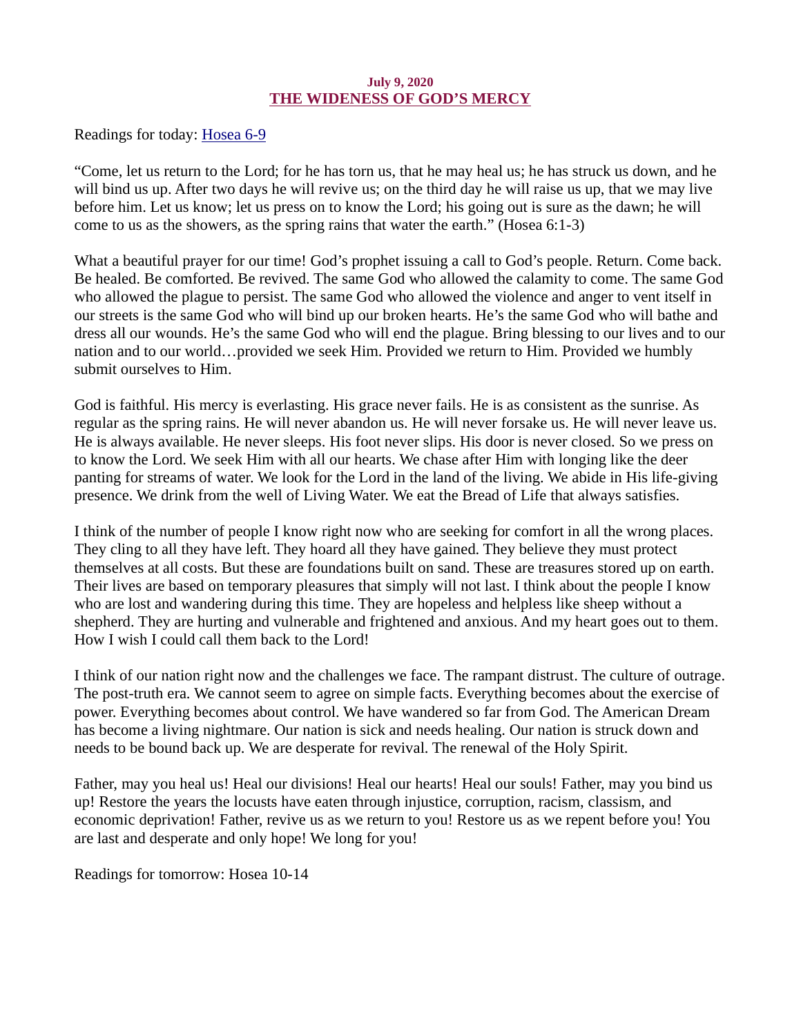**July 9, 2020**

## THE WIDENESS OF GOD'S MERCY

Readings for today: Hosea 6-9

"Come, let us return to the Lord; for he has torn us, that he may heal us; he has struck us down, and he will bind us up. After two days he will revive us; on the third day he will raise us up, that we may live before him. Let us know; let us press on to know the Lord; his going out is sure as the dawn; he will come to us as the showers, as the spring rains that water the earth." (Hosea 6:1-3)

What a beautiful prayer for our time! God's prophet issuing a call to God's people. Return. Come back. Be healed. Be comforted. Be revived. The same God who allowed the calamity to come. The same God who allowed the plague to persist. The same God who allowed the violence and anger to vent itself in our streets is the same God who will bind up our broken hearts. He's the same God who will bathe and dress all our wounds. He's the same God who will end the plague. Bring blessing to our lives and to our nation and to our world…provided we seek Him. Provided we return to Him. Provided we humbly submit ourselves to Him.

God is faithful. His mercy is everlasting. His grace never fails. He is as consistent as the sunrise. As regular as the spring rains. He will never abandon us. He will never forsake us. He will never leave us. He is always available. He never sleeps. His foot never slips. His door is never closed. So we press on to know the Lord. We seek Him with all our hearts. We chase after Him with longing like the deer panting for streams of water. We look for the Lord in the land of the living. We abide in His life-giving presence. We drink from the well of Living Water. We eat the Bread of Life that always satisfies.

I think of the number of people I know right now who are seeking for comfort in all the wrong places. They cling to all they have left. They hoard all they have gained. They believe they must protect themselves at all costs. But these are foundations built on sand. These are treasures stored up on earth. Their lives are based on temporary pleasures that simply will not last. I think about the people I know who are lost and wandering during this time. They are hopeless and helpless like sheep without a shepherd. They are hurting and vulnerable and frightened and anxious. And my heart goes out to them. How I wish I could call them back to the Lord!

I think of our nation right now and the challenges we face. The rampant distrust. The culture of outrage. The post-truth era. We cannot seem to agree on simple facts. Everything becomes about the exercise of power. Everything becomes about control. We have wandered so far from God. The American Dream has become a living nightmare. Our nation is sick and needs healing. Our nation is struck down and needs to be bound back up. We are desperate for revival. The renewal of the Holy Spirit.

Father, may you heal us! Heal our divisions! Heal our hearts! Heal our souls! Father, may you bind us up! Restore the years the locusts have eaten through injustice, corruption, racism, classism, and economic deprivation! Father, revive us as we return to you! Restore us as we repent before you! You are last and desperate and only hope! We long for you!

Readings for tomorrow: Hosea 10-14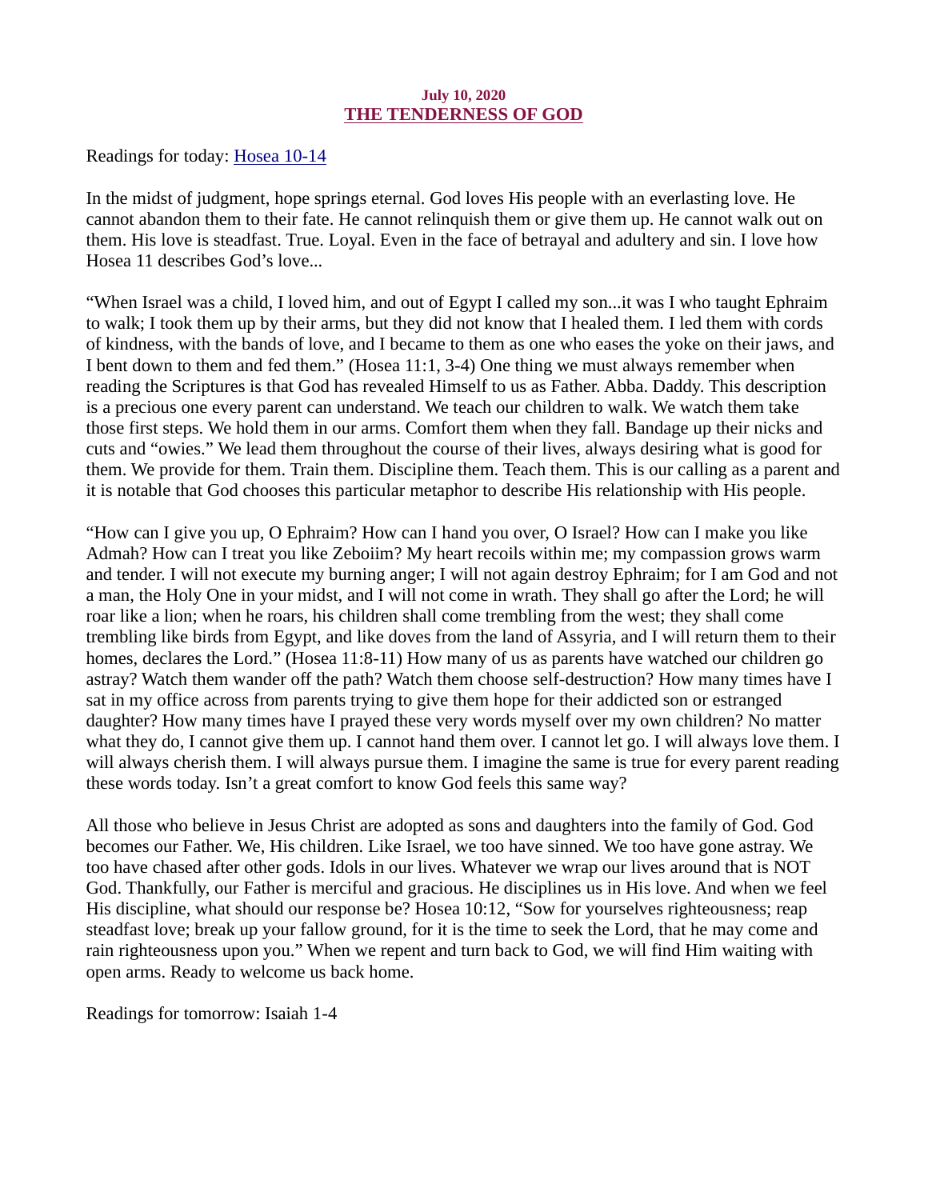**July 10, 2020**

# THE TENDERNESS OF GOD

Readings for today: Hosea 10-14

In the midst of judgment, hope springs eternal. God loves His people with an everlasting love. He cannot abandon them to their fate. He cannot relinquish them or give them up. He cannot walk out on them. His love is steadfast. True. Loyal. Even in the face of betrayal and adultery and sin. I love how Hosea 11 describes God's love...

"When Israel was a child, I loved him, and out of Egypt I called my son...it was I who taught Ephraim to walk; I took them up by their arms, but they did not know that I healed them. I led them with cords of kindness, with the bands of love, and I became to them as one who eases the yoke on their jaws, and I bent down to them and fed them." (Hosea 11:1, 3-4) One thing we must always remember when reading the Scriptures is that God has revealed Himself to us as Father. Abba. Daddy. This description is a precious one every parent can understand. We teach our children to walk. We watch them take those first steps. We hold them in our arms. Comfort them when they fall. Bandage up their nicks and cuts and "owies." We lead them throughout the course of their lives, always desiring what is good for them. We provide for them. Train them. Discipline them. Teach them. This is our calling as a parent and it is notable that God chooses this particular metaphor to describe His relationship with His people.

"How can I give you up, O Ephraim? How can I hand you over, O Israel? How can I make you like Admah? How can I treat you like Zeboiim? My heart recoils within me; my compassion grows warm and tender. I will not execute my burning anger; I will not again destroy Ephraim; for I am God and not a man, the Holy One in your midst, and I will not come in wrath. They shall go after the Lord; he will roar like a lion; when he roars, his children shall come trembling from the west; they shall come trembling like birds from Egypt, and like doves from the land of Assyria, and I will return them to their homes, declares the Lord." (Hosea 11:8-11) How many of us as parents have watched our children go astray? Watch them wander off the path? Watch them choose self-destruction? How many times have I sat in my office across from parents trying to give them hope for their addicted son or estranged daughter? How many times have I prayed these very words myself over my own children? No matter what they do, I cannot give them up. I cannot hand them over. I cannot let go. I will always love them. I will always cherish them. I will always pursue them. I imagine the same is true for every parent reading these words today. Isn't a great comfort to know God feels this same way?

All those who believe in Jesus Christ are adopted as sons and daughters into the family of God. God becomes our Father. We, His children. Like Israel, we too have sinned. We too have gone astray. We too have chased after other gods. Idols in our lives. Whatever we wrap our lives around that is NOT God. Thankfully, our Father is merciful and gracious. He disciplines us in His love. And when we feel His discipline, what should our response be? Hosea 10:12, "Sow for yourselves righteousness; reap steadfast love; break up your fallow ground, for it is the time to seek the Lord, that he may come and rain righteousness upon you." When we repent and turn back to God, we will find Him waiting with open arms. Ready to welcome us back home.

Readings for tomorrow: Isaiah 1-4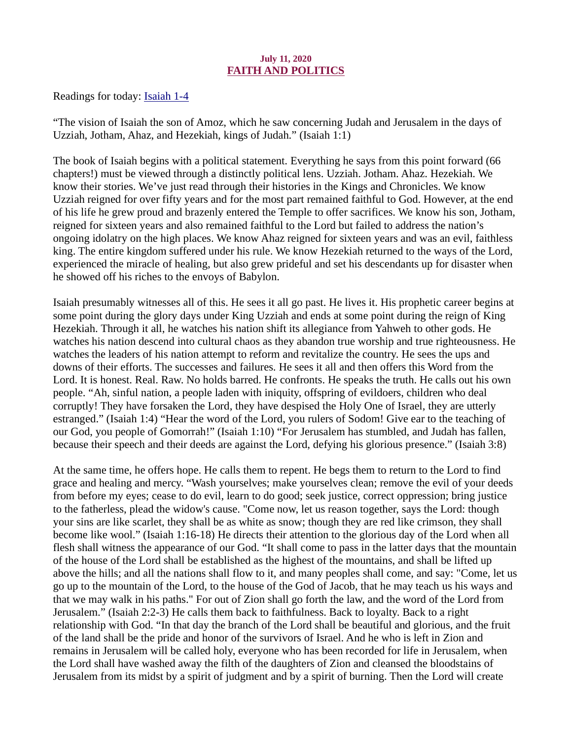**July 11, 2020**

## FAITH AND POLITICS

Readings for today: [Isaiah 1-4]

"The vision of Isaiah the son of Amoz, which he saw concerning Judah and Jerusalem in the days of Uzziah, Jotham, Ahaz, and Hezekiah, kings of Judah." (Isaiah 1:1)

The book of Isaiah begins with a political statement. Everything he says from this point forward (66 chapters!) must be viewed through a distinctly political lens. Uzziah. Jotham. Ahaz. Hezekiah. We know their stories. We've just read through their histories in the Kings and Chronicles. We know Uzziah reigned for over fifty years and for the most part remained faithful to God. However, at the end of his life he grew proud and brazenly entered the Temple to offer sacrifices. We know his son, Jotham, reigned for sixteen years and also remained faithful to the Lord but failed to address the nation's ongoing idolatry on the high places. We know Ahaz reigned for sixteen years and was an evil, faithless king. The entire kingdom suffered under his rule. We know Hezekiah returned to the ways of the Lord, experienced the miracle of healing, but also grew prideful and set his descendants up for disaster when he showed off his riches to the envoys of Babylon.

Isaiah presumably witnesses all of this. He sees it all go past. He lives it. His prophetic career begins at some point during the glory days under King Uzziah and ends at some point during the reign of King Hezekiah. Through it all, he watches his nation shift its allegiance from Yahweh to other gods. He watches his nation descend into cultural chaos as they abandon true worship and true righteousness. He watches the leaders of his nation attempt to reform and revitalize the country. He sees the ups and downs of their efforts. The successes and failures. He sees it all and then offers this Word from the Lord. It is honest. Real. Raw. No holds barred. He confronts. He speaks the truth. He calls out his own people. "Ah, sinful nation, a people laden with iniquity, offspring of evildoers, children who deal corruptly! They have forsaken the Lord, they have despised the Holy One of Israel, they are utterly estranged." (Isaiah 1:4) "Hear the word of the Lord, you rulers of Sodom! Give ear to the teaching of our God, you people of Gomorrah!" (Isaiah 1:10) "For Jerusalem has stumbled, and Judah has fallen, because their speech and their deeds are against the Lord, defying his glorious presence." (Isaiah 3:8)

At the same time, he offers hope. He calls them to repent. He begs them to return to the Lord to find grace and healing and mercy. "Wash yourselves; make yourselves clean; remove the evil of your deeds from before my eyes; cease to do evil, learn to do good; seek justice, correct oppression; bring justice to the fatherless, plead the widow's cause. "Come now, let us reason together, says the Lord: though your sins are like scarlet, they shall be as white as snow; though they are red like crimson, they shall become like wool." (Isaiah 1:16-18) He directs their attention to the glorious day of the Lord when all flesh shall witness the appearance of our God. "It shall come to pass in the latter days that the mountain of the house of the Lord shall be established as the highest of the mountains, and shall be lifted up above the hills; and all the nations shall flow to it, and many peoples shall come, and say: "Come, let us go up to the mountain of the Lord, to the house of the God of Jacob, that he may teach us his ways and that we may walk in his paths." For out of Zion shall go forth the law, and the word of the Lord from Jerusalem." (Isaiah 2:2-3) He calls them back to faithfulness. Back to loyalty. Back to a right relationship with God. "In that day the branch of the Lord shall be beautiful and glorious, and the fruit of the land shall be the pride and honor of the survivors of Israel. And he who is left in Zion and remains in Jerusalem will be called holy, everyone who has been recorded for life in Jerusalem, when the Lord shall have washed away the filth of the daughters of Zion and cleansed the bloodstains of Jerusalem from its midst by a spirit of judgment and by a spirit of burning. Then the Lord will create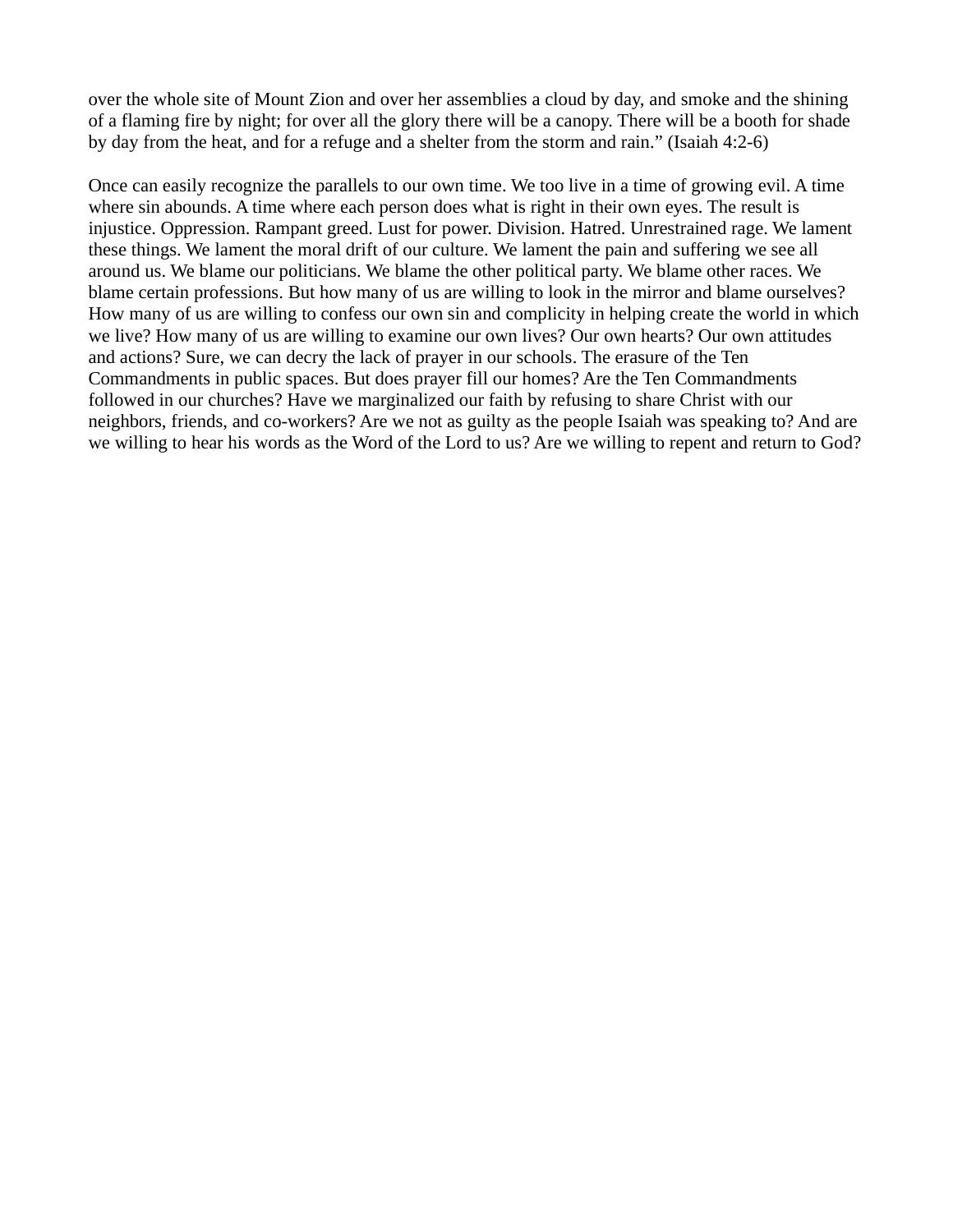over the whole site of Mount Zion and over her assemblies a cloud by day, and smoke and the shining of a flaming fire by night; for over all the glory there will be a canopy. There will be a booth for shade by day from the heat, and for a refuge and a shelter from the storm and rain." (Isaiah 4:2-6)

Once can easily recognize the parallels to our own time. We too live in a time of growing evil. A time where sin abounds. A time where each person does what is right in their own eyes. The result is injustice. Oppression. Rampant greed. Lust for power. Division. Hatred. Unrestrained rage. We lament these things. We lament the moral drift of our culture. We lament the pain and suffering we see all around us. We blame our politicians. We blame the other political party. We blame other races. We blame certain professions. But how many of us are willing to look in the mirror and blame ourselves? How many of us are willing to confess our own sin and complicity in helping create the world in which we live? How many of us are willing to examine our own lives? Our own hearts? Our own attitudes and actions? Sure, we can decry the lack of prayer in our schools. The erasure of the Ten Commandments in public spaces. But does prayer fill our homes? Are the Ten Commandments followed in our churches? Have we marginalized our faith by refusing to share Christ with our neighbors, friends, and co-workers? Are we not as guilty as the people Isaiah was speaking to? And are we willing to hear his words as the Word of the Lord to us? Are we willing to repent and return to God?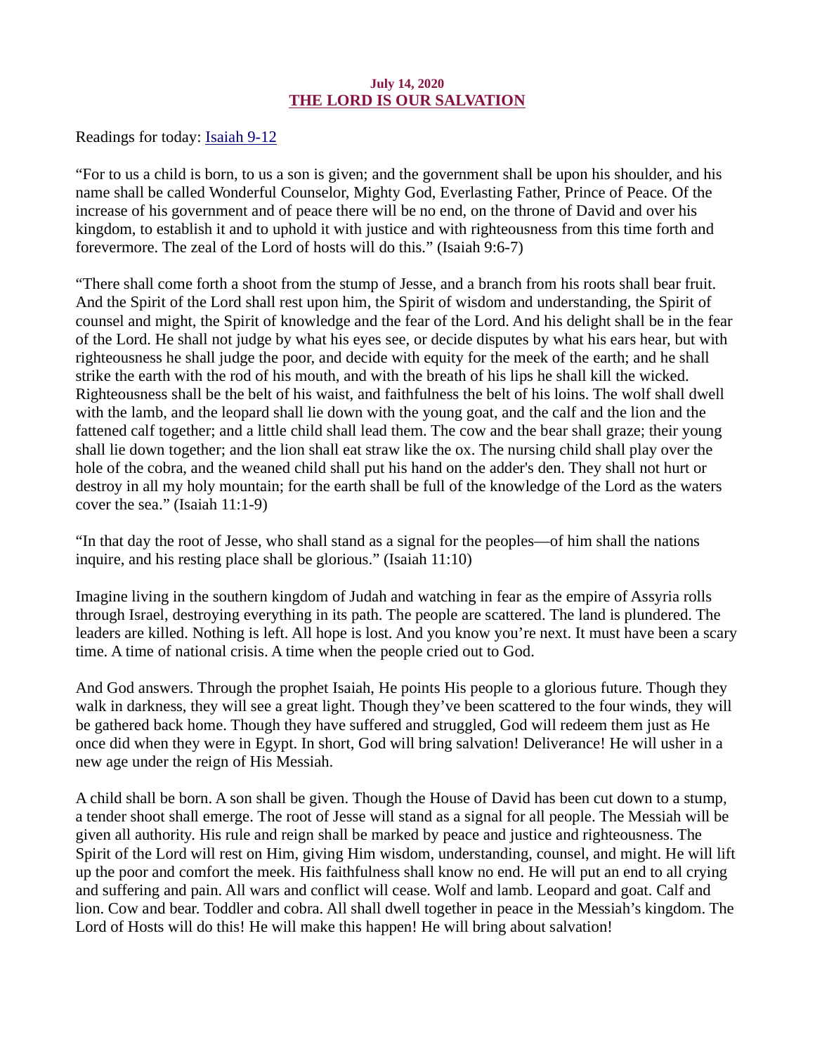**July 14, 2020**

## THE LORD IS OUR SALVATION

Readings for today: Isaiah 9-12

"For to us a child is born, to us a son is given; and the government shall be upon his shoulder, and his name shall be called Wonderful Counselor, Mighty God, Everlasting Father, Prince of Peace. Of the increase of his government and of peace there will be no end, on the throne of David and over his kingdom, to establish it and to uphold it with justice and with righteousness from this time forth and forevermore. The zeal of the Lord of hosts will do this." (Isaiah 9:6-7)

"There shall come forth a shoot from the stump of Jesse, and a branch from his roots shall bear fruit. And the Spirit of the Lord shall rest upon him, the Spirit of wisdom and understanding, the Spirit of counsel and might, the Spirit of knowledge and the fear of the Lord. And his delight shall be in the fear of the Lord. He shall not judge by what his eyes see, or decide disputes by what his ears hear, but with righteousness he shall judge the poor, and decide with equity for the meek of the earth; and he shall strike the earth with the rod of his mouth, and with the breath of his lips he shall kill the wicked. Righteousness shall be the belt of his waist, and faithfulness the belt of his loins. The wolf shall dwell with the lamb, and the leopard shall lie down with the young goat, and the calf and the lion and the fattened calf together; and a little child shall lead them. The cow and the bear shall graze; their young shall lie down together; and the lion shall eat straw like the ox. The nursing child shall play over the hole of the cobra, and the weaned child shall put his hand on the adder's den. They shall not hurt or destroy in all my holy mountain; for the earth shall be full of the knowledge of the Lord as the waters cover the sea." (Isaiah 11:1-9)

"In that day the root of Jesse, who shall stand as a signal for the peoples—of him shall the nations inquire, and his resting place shall be glorious." (Isaiah 11:10)

Imagine living in the southern kingdom of Judah and watching in fear as the empire of Assyria rolls through Israel, destroying everything in its path. The people are scattered. The land is plundered. The leaders are killed. Nothing is left. All hope is lost. And you know you're next. It must have been a scary time. A time of national crisis. A time when the people cried out to God.

And God answers. Through the prophet Isaiah, He points His people to a glorious future. Though they walk in darkness, they will see a great light. Though they've been scattered to the four winds, they will be gathered back home. Though they have suffered and struggled, God will redeem them just as He once did when they were in Egypt. In short, God will bring salvation! Deliverance! He will usher in a new age under the reign of His Messiah.

A child shall be born. A son shall be given. Though the House of David has been cut down to a stump, a tender shoot shall emerge. The root of Jesse will stand as a signal for all people. The Messiah will be given all authority. His rule and reign shall be marked by peace and justice and righteousness. The Spirit of the Lord will rest on Him, giving Him wisdom, understanding, counsel, and might. He will lift up the poor and comfort the meek. His faithfulness shall know no end. He will put an end to all crying and suffering and pain. All wars and conflict will cease. Wolf and lamb. Leopard and goat. Calf and lion. Cow and bear. Toddler and cobra. All shall dwell together in peace in the Messiah's kingdom. The Lord of Hosts will do this! He will make this happen! He will bring about salvation!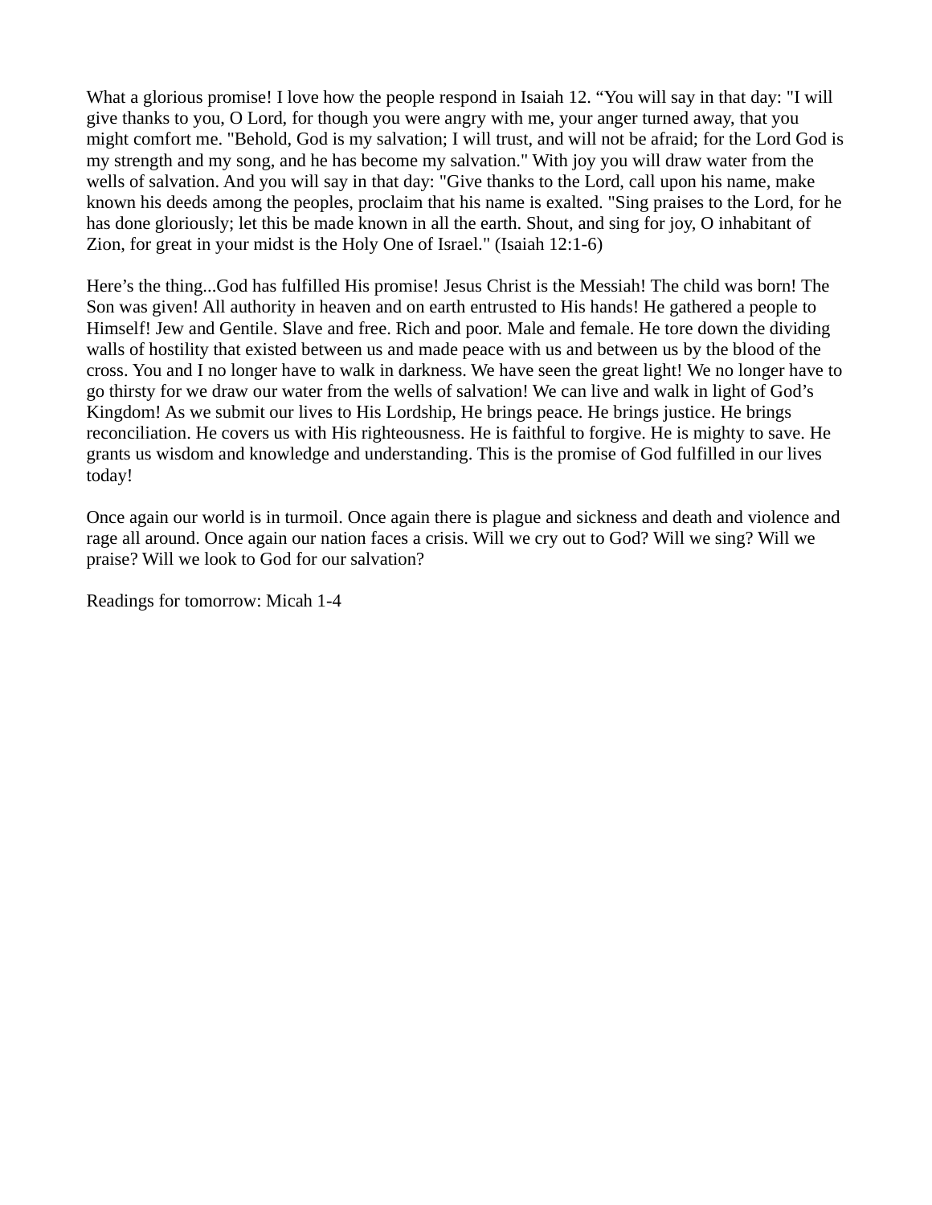What a glorious promise! I love how the people respond in Isaiah 12. “You will say in that day: "I will give thanks to you, O Lord, for though you were angry with me, your anger turned away, that you might comfort me. "Behold, God is my salvation; I will trust, and will not be afraid; for the Lord God is my strength and my song, and he has become my salvation." With joy you will draw water from the wells of salvation. And you will say in that day: "Give thanks to the Lord, call upon his name, make known his deeds among the peoples, proclaim that his name is exalted. "Sing praises to the Lord, for he has done gloriously; let this be made known in all the earth. Shout, and sing for joy, O inhabitant of Zion, for great in your midst is the Holy One of Israel." (Isaiah 12:1-6)

Here’s the thing...God has fulfilled His promise! Jesus Christ is the Messiah! The child was born! The Son was given! All authority in heaven and on earth entrusted to His hands! He gathered a people to Himself! Jew and Gentile. Slave and free. Rich and poor. Male and female. He tore down the dividing walls of hostility that existed between us and made peace with us and between us by the blood of the cross. You and I no longer have to walk in darkness. We have seen the great light! We no longer have to go thirsty for we draw our water from the wells of salvation! We can live and walk in light of God’s Kingdom! As we submit our lives to His Lordship, He brings peace. He brings justice. He brings reconciliation. He covers us with His righteousness. He is faithful to forgive. He is mighty to save. He grants us wisdom and knowledge and understanding. This is the promise of God fulfilled in our lives today!

Once again our world is in turmoil. Once again there is plague and sickness and death and violence and rage all around. Once again our nation faces a crisis. Will we cry out to God? Will we sing? Will we praise? Will we look to God for our salvation?

Readings for tomorrow: Micah 1-4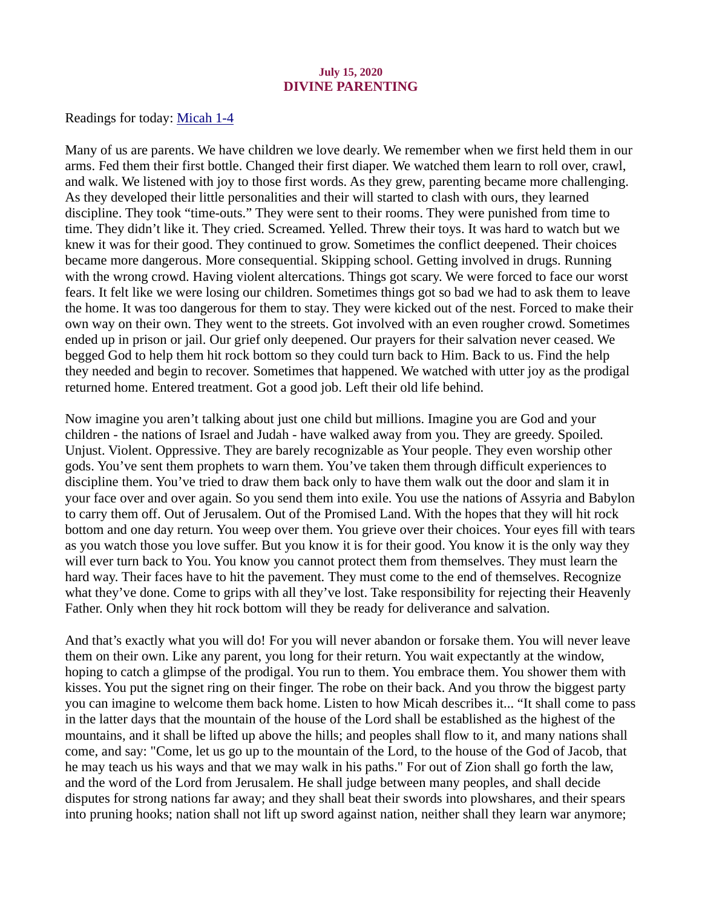**July 15, 2020**

## DIVINE PARENTING

Readings for today: [Micah 1-4](#)

Many of us are parents. We have children we love dearly. We remember when we first held them in our arms. Fed them their first bottle. Changed their first diaper. We watched them learn to roll over, crawl, and walk. We listened with joy to those first words. As they grew, parenting became more challenging. As they developed their little personalities and their will started to clash with ours, they learned discipline. They took "time-outs." They were sent to their rooms. They were punished from time to time. They didn't like it. They cried. Screamed. Yelled. Threw their toys. It was hard to watch but we knew it was for their good. They continued to grow. Sometimes the conflict deepened. Their choices became more dangerous. More consequential. Skipping school. Getting involved in drugs. Running with the wrong crowd. Having violent altercations. Things got scary. We were forced to face our worst fears. It felt like we were losing our children. Sometimes things got so bad we had to ask them to leave the home. It was too dangerous for them to stay. They were kicked out of the nest. Forced to make their own way on their own. They went to the streets. Got involved with an even rougher crowd. Sometimes ended up in prison or jail. Our grief only deepened. Our prayers for their salvation never ceased. We begged God to help them hit rock bottom so they could turn back to Him. Back to us. Find the help they needed and begin to recover. Sometimes that happened. We watched with utter joy as the prodigal returned home. Entered treatment. Got a good job. Left their old life behind.

Now imagine you aren't talking about just one child but millions. Imagine you are God and your children - the nations of Israel and Judah - have walked away from you. They are greedy. Spoiled. Unjust. Violent. Oppressive. They are barely recognizable as Your people. They even worship other gods. You've sent them prophets to warn them. You've taken them through difficult experiences to discipline them. You've tried to draw them back only to have them walk out the door and slam it in your face over and over again. So you send them into exile. You use the nations of Assyria and Babylon to carry them off. Out of Jerusalem. Out of the Promised Land. With the hopes that they will hit rock bottom and one day return. You weep over them. You grieve over their choices. Your eyes fill with tears as you watch those you love suffer. But you know it is for their good. You know it is the only way they will ever turn back to You. You know you cannot protect them from themselves. They must learn the hard way. Their faces have to hit the pavement. They must come to the end of themselves. Recognize what they've done. Come to grips with all they've lost. Take responsibility for rejecting their Heavenly Father. Only when they hit rock bottom will they be ready for deliverance and salvation.

And that's exactly what you will do! For you will never abandon or forsake them. You will never leave them on their own. Like any parent, you long for their return. You wait expectantly at the window, hoping to catch a glimpse of the prodigal. You run to them. You embrace them. You shower them with kisses. You put the signet ring on their finger. The robe on their back. And you throw the biggest party you can imagine to welcome them back home. Listen to how Micah describes it... "It shall come to pass in the latter days that the mountain of the house of the Lord shall be established as the highest of the mountains, and it shall be lifted up above the hills; and peoples shall flow to it, and many nations shall come, and say: "Come, let us go up to the mountain of the Lord, to the house of the God of Jacob, that he may teach us his ways and that we may walk in his paths." For out of Zion shall go forth the law, and the word of the Lord from Jerusalem. He shall judge between many peoples, and shall decide disputes for strong nations far away; and they shall beat their swords into plowshares, and their spears into pruning hooks; nation shall not lift up sword against nation, neither shall they learn war anymore;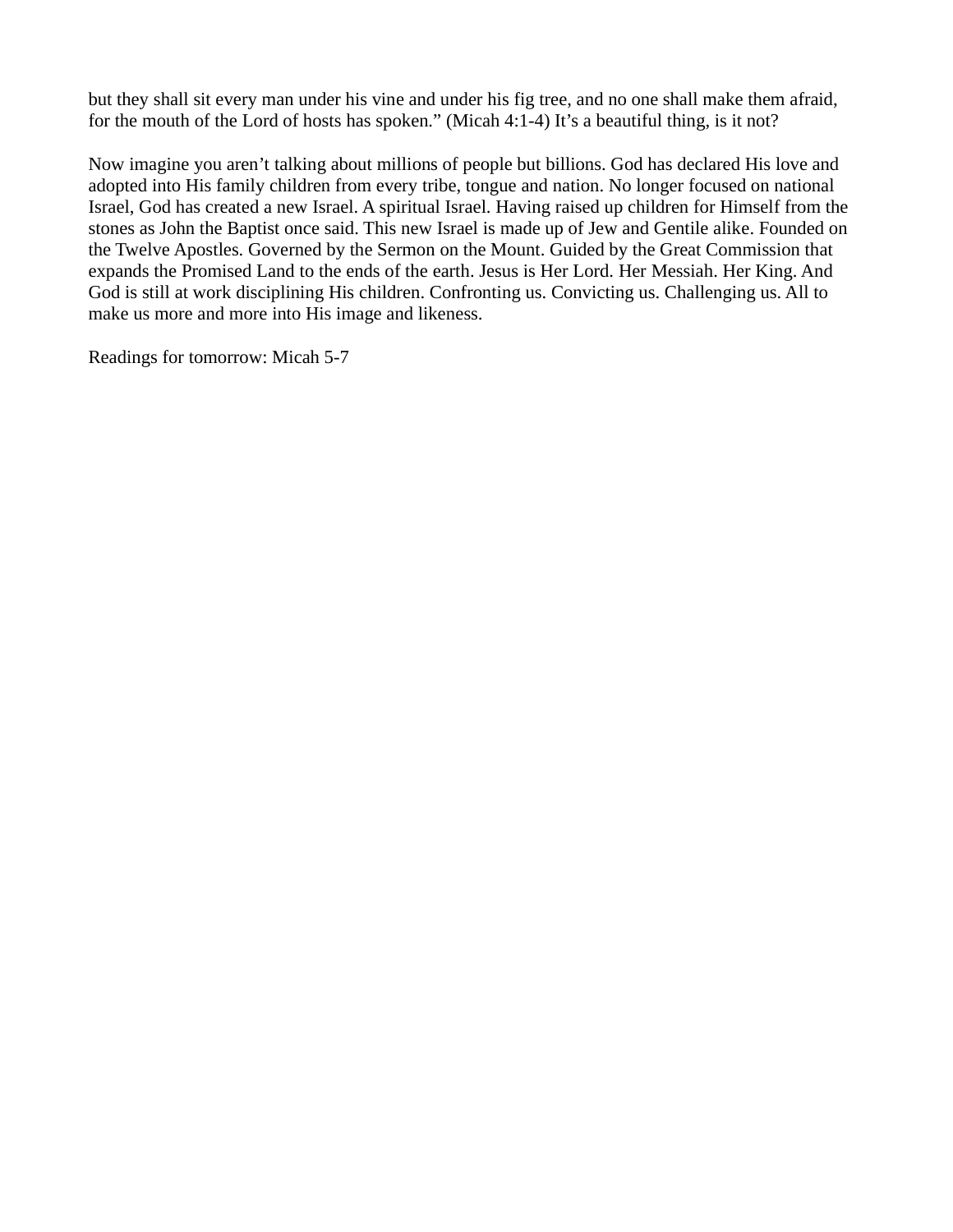but they shall sit every man under his vine and under his fig tree, and no one shall make them afraid, for the mouth of the Lord of hosts has spoken." (Micah 4:1-4) It's a beautiful thing, is it not?

Now imagine you aren't talking about millions of people but billions. God has declared His love and adopted into His family children from every tribe, tongue and nation. No longer focused on national Israel, God has created a new Israel. A spiritual Israel. Having raised up children for Himself from the stones as John the Baptist once said. This new Israel is made up of Jew and Gentile alike. Founded on the Twelve Apostles. Governed by the Sermon on the Mount. Guided by the Great Commission that expands the Promised Land to the ends of the earth. Jesus is Her Lord. Her Messiah. Her King. And God is still at work disciplining His children. Confronting us. Convicting us. Challenging us. All to make us more and more into His image and likeness.

Readings for tomorrow: Micah 5-7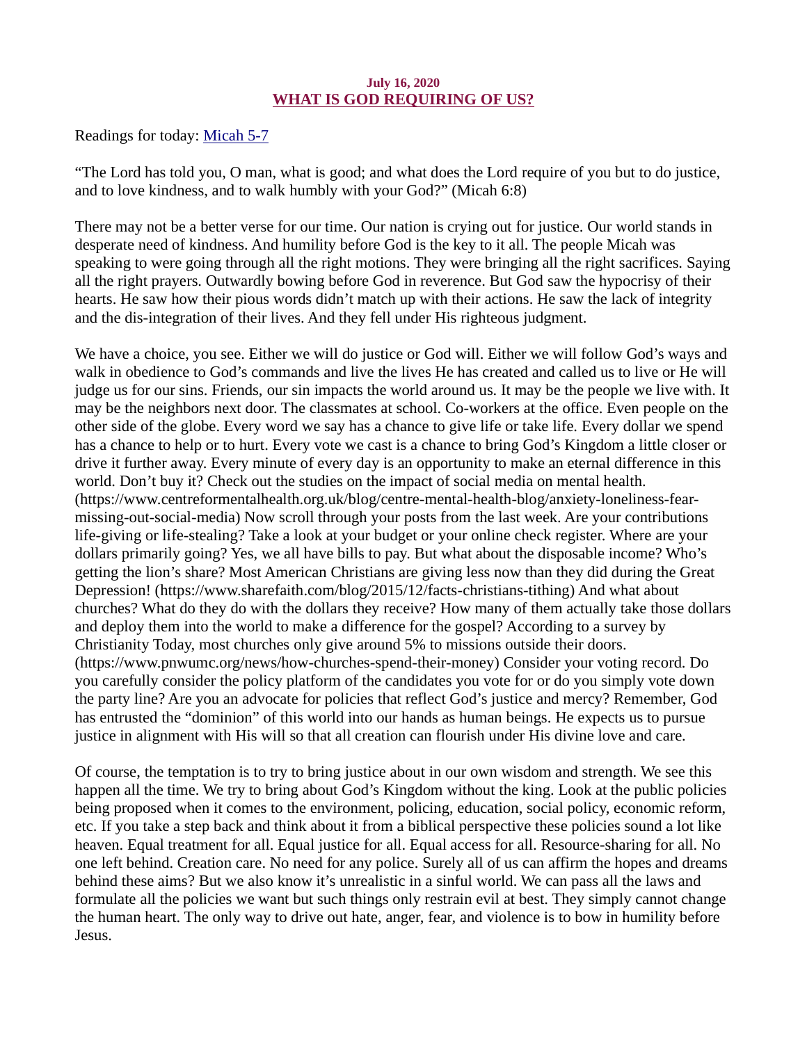July 16, 2020

# WHAT IS GOD REQUIRING OF US?

Readings for today: [Micah 5-7]

"The Lord has told you, O man, what is good; and what does the Lord require of you but to do justice, and to love kindness, and to walk humbly with your God?" (Micah 6:8)

There may not be a better verse for our time. Our nation is crying out for justice. Our world stands in desperate need of kindness. And humility before God is the key to it all. The people Micah was speaking to were going through all the right motions. They were bringing all the right sacrifices. Saying all the right prayers. Outwardly bowing before God in reverence. But God saw the hypocrisy of their hearts. He saw how their pious words didn't match up with their actions. He saw the lack of integrity and the dis-integration of their lives. And they fell under His righteous judgment.

We have a choice, you see. Either we will do justice or God will. Either we will follow God's ways and walk in obedience to God's commands and live the lives He has created and called us to live or He will judge us for our sins. Friends, our sin impacts the world around us. It may be the people we live with. It may be the neighbors next door. The classmates at school. Co-workers at the office. Even people on the other side of the globe. Every word we say has a chance to give life or take life. Every dollar we spend has a chance to help or to hurt. Every vote we cast is a chance to bring God's Kingdom a little closer or drive it further away. Every minute of every day is an opportunity to make an eternal difference in this world. Don't buy it? Check out the studies on the impact of social media on mental health. (https://www.centreformentalhealth.org.uk/blog/centre-mental-health-blog/anxiety-loneliness-fear-missing-out-social-media) Now scroll through your posts from the last week. Are your contributions life-giving or life-stealing? Take a look at your budget or your online check register. Where are your dollars primarily going? Yes, we all have bills to pay. But what about the disposable income? Who's getting the lion's share? Most American Christians are giving less now than they did during the Great Depression! (https://www.sharefaith.com/blog/2015/12/facts-christians-tithing) And what about churches? What do they do with the dollars they receive? How many of them actually take those dollars and deploy them into the world to make a difference for the gospel? According to a survey by Christianity Today, most churches only give around 5% to missions outside their doors. (https://www.pnwumc.org/news/how-churches-spend-their-money) Consider your voting record. Do you carefully consider the policy platform of the candidates you vote for or do you simply vote down the party line? Are you an advocate for policies that reflect God's justice and mercy? Remember, God has entrusted the "dominion" of this world into our hands as human beings. He expects us to pursue justice in alignment with His will so that all creation can flourish under His divine love and care.

Of course, the temptation is to try to bring justice about in our own wisdom and strength. We see this happen all the time. We try to bring about God's Kingdom without the king. Look at the public policies being proposed when it comes to the environment, policing, education, social policy, economic reform, etc. If you take a step back and think about it from a biblical perspective these policies sound a lot like heaven. Equal treatment for all. Equal justice for all. Equal access for all. Resource-sharing for all. No one left behind. Creation care. No need for any police. Surely all of us can affirm the hopes and dreams behind these aims? But we also know it's unrealistic in a sinful world. We can pass all the laws and formulate all the policies we want but such things only restrain evil at best. They simply cannot change the human heart. The only way to drive out hate, anger, fear, and violence is to bow in humility before Jesus.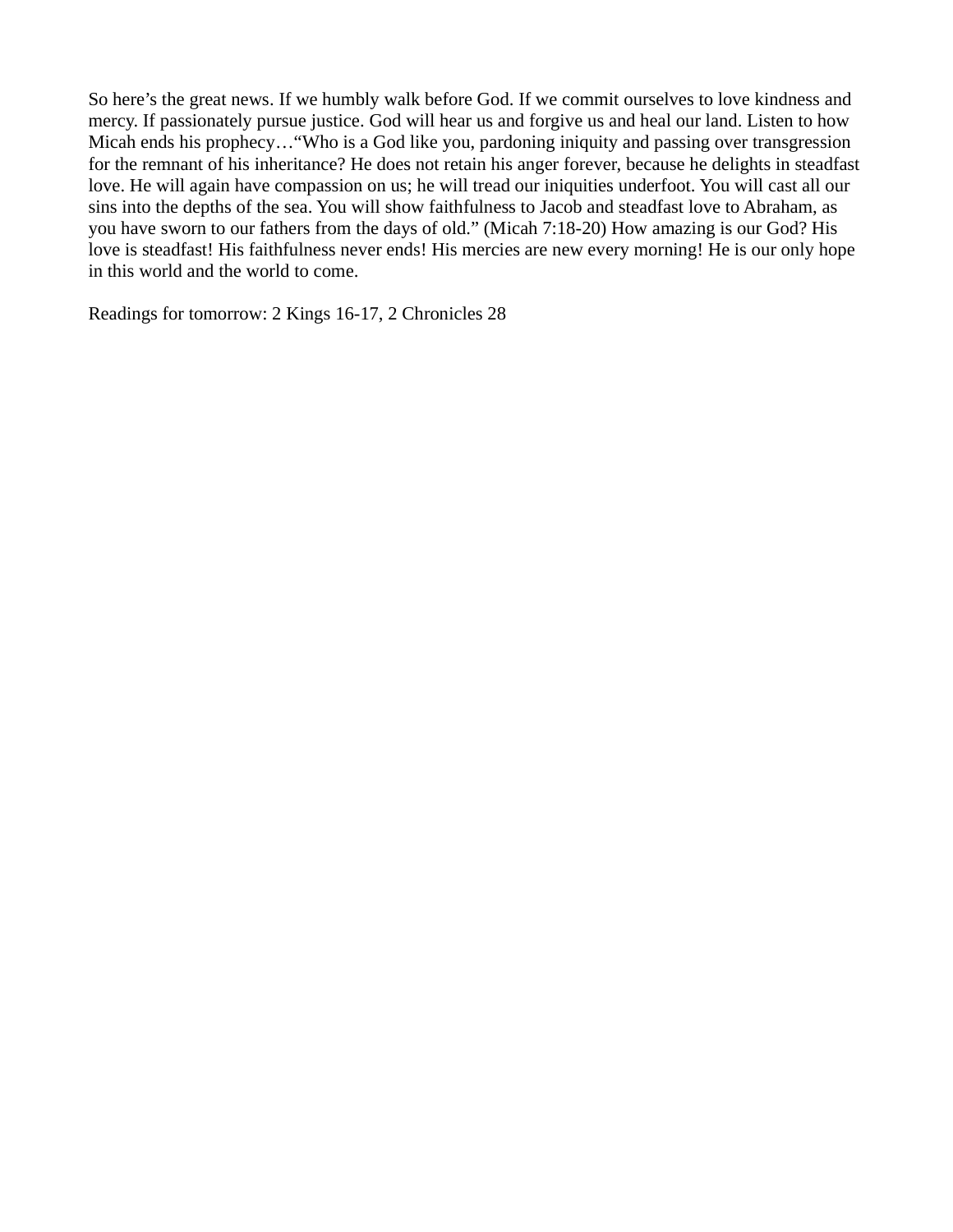So here's the great news. If we humbly walk before God. If we commit ourselves to love kindness and mercy. If passionately pursue justice. God will hear us and forgive us and heal our land. Listen to how Micah ends his prophecy…"Who is a God like you, pardoning iniquity and passing over transgression for the remnant of his inheritance? He does not retain his anger forever, because he delights in steadfast love. He will again have compassion on us; he will tread our iniquities underfoot. You will cast all our sins into the depths of the sea. You will show faithfulness to Jacob and steadfast love to Abraham, as you have sworn to our fathers from the days of old." (Micah 7:18-20) How amazing is our God? His love is steadfast! His faithfulness never ends! His mercies are new every morning! He is our only hope in this world and the world to come.

Readings for tomorrow: 2 Kings 16-17, 2 Chronicles 28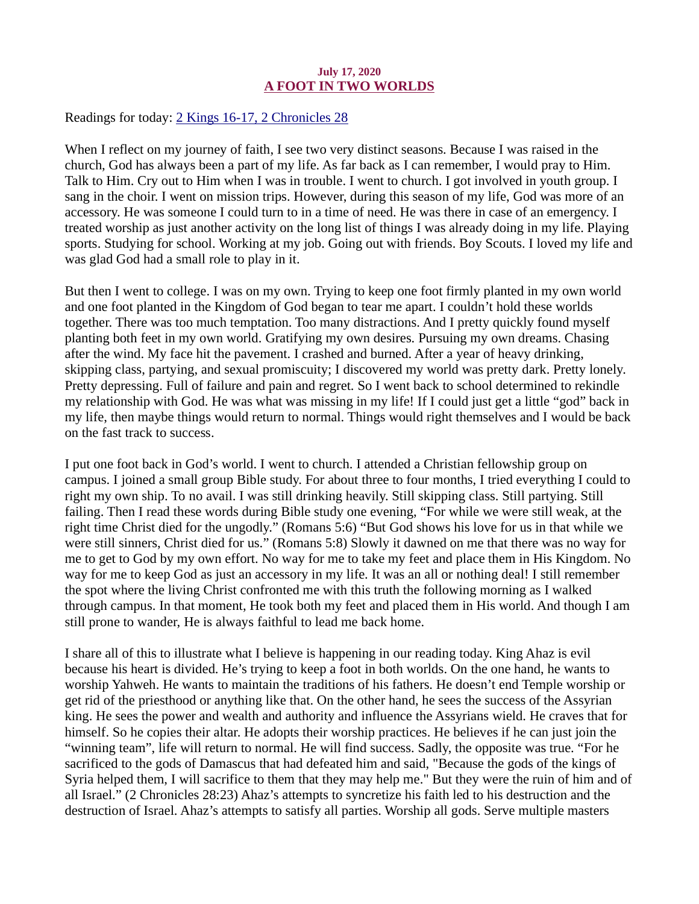**July 17, 2020**

## A FOOT IN TWO WORLDS

Readings for today: [2 Kings 16-17, 2 Chronicles 28]

When I reflect on my journey of faith, I see two very distinct seasons. Because I was raised in the church, God has always been a part of my life. As far back as I can remember, I would pray to Him. Talk to Him. Cry out to Him when I was in trouble. I went to church. I got involved in youth group. I sang in the choir. I went on mission trips. However, during this season of my life, God was more of an accessory. He was someone I could turn to in a time of need. He was there in case of an emergency. I treated worship as just another activity on the long list of things I was already doing in my life. Playing sports. Studying for school. Working at my job. Going out with friends. Boy Scouts. I loved my life and was glad God had a small role to play in it.

But then I went to college. I was on my own. Trying to keep one foot firmly planted in my own world and one foot planted in the Kingdom of God began to tear me apart. I couldn't hold these worlds together. There was too much temptation. Too many distractions. And I pretty quickly found myself planting both feet in my own world. Gratifying my own desires. Pursuing my own dreams. Chasing after the wind. My face hit the pavement. I crashed and burned. After a year of heavy drinking, skipping class, partying, and sexual promiscuity; I discovered my world was pretty dark. Pretty lonely. Pretty depressing. Full of failure and pain and regret. So I went back to school determined to rekindle my relationship with God. He was what was missing in my life! If I could just get a little "god" back in my life, then maybe things would return to normal. Things would right themselves and I would be back on the fast track to success.

I put one foot back in God's world. I went to church. I attended a Christian fellowship group on campus. I joined a small group Bible study. For about three to four months, I tried everything I could to right my own ship. To no avail. I was still drinking heavily. Still skipping class. Still partying. Still failing. Then I read these words during Bible study one evening, "For while we were still weak, at the right time Christ died for the ungodly." (Romans 5:6) "But God shows his love for us in that while we were still sinners, Christ died for us." (Romans 5:8) Slowly it dawned on me that there was no way for me to get to God by my own effort. No way for me to take my feet and place them in His Kingdom. No way for me to keep God as just an accessory in my life. It was an all or nothing deal! I still remember the spot where the living Christ confronted me with this truth the following morning as I walked through campus. In that moment, He took both my feet and placed them in His world. And though I am still prone to wander, He is always faithful to lead me back home.

I share all of this to illustrate what I believe is happening in our reading today. King Ahaz is evil because his heart is divided. He's trying to keep a foot in both worlds. On the one hand, he wants to worship Yahweh. He wants to maintain the traditions of his fathers. He doesn't end Temple worship or get rid of the priesthood or anything like that. On the other hand, he sees the success of the Assyrian king. He sees the power and wealth and authority and influence the Assyrians wield. He craves that for himself. So he copies their altar. He adopts their worship practices. He believes if he can just join the "winning team", life will return to normal. He will find success. Sadly, the opposite was true. "For he sacrificed to the gods of Damascus that had defeated him and said, "Because the gods of the kings of Syria helped them, I will sacrifice to them that they may help me." But they were the ruin of him and of all Israel." (2 Chronicles 28:23) Ahaz's attempts to syncretize his faith led to his destruction and the destruction of Israel. Ahaz's attempts to satisfy all parties. Worship all gods. Serve multiple masters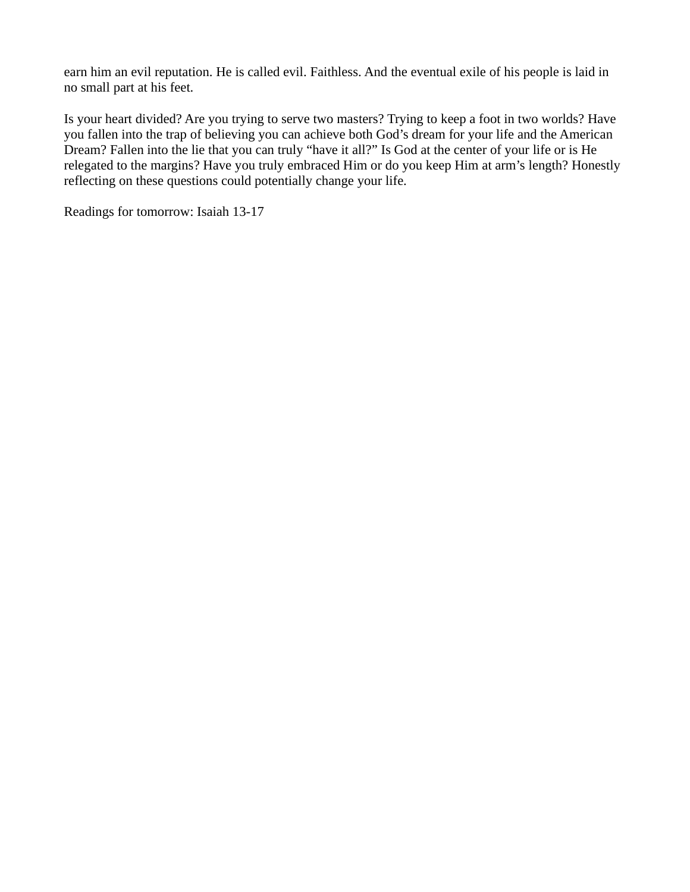earn him an evil reputation. He is called evil. Faithless. And the eventual exile of his people is laid in no small part at his feet.

Is your heart divided? Are you trying to serve two masters? Trying to keep a foot in two worlds? Have you fallen into the trap of believing you can achieve both God's dream for your life and the American Dream? Fallen into the lie that you can truly "have it all?" Is God at the center of your life or is He relegated to the margins? Have you truly embraced Him or do you keep Him at arm's length? Honestly reflecting on these questions could potentially change your life.

Readings for tomorrow: Isaiah 13-17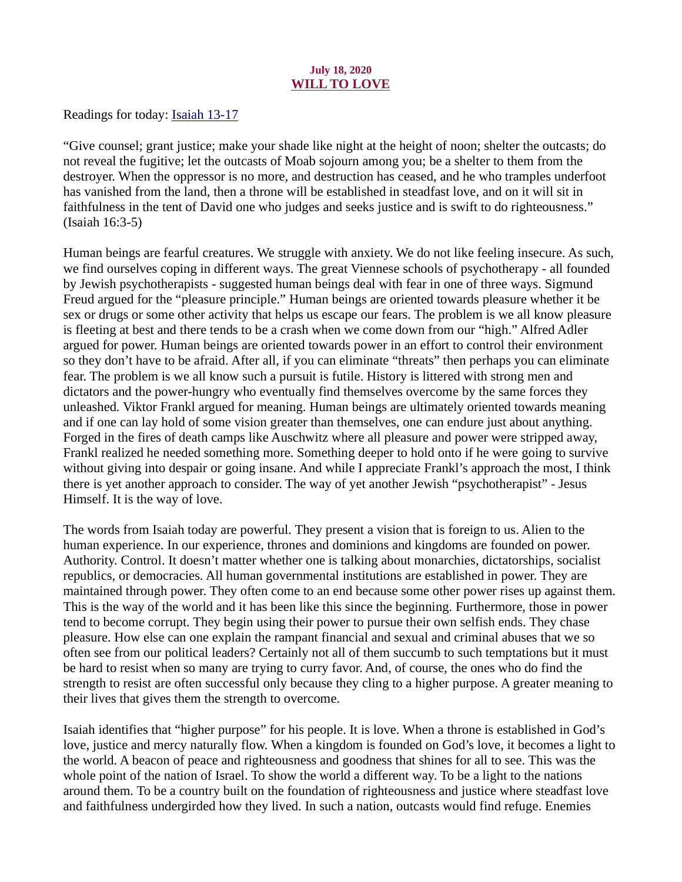July 18, 2020

## WILL TO LOVE

Readings for today: Isaiah 13-17

"Give counsel; grant justice; make your shade like night at the height of noon; shelter the outcasts; do not reveal the fugitive; let the outcasts of Moab sojourn among you; be a shelter to them from the destroyer. When the oppressor is no more, and destruction has ceased, and he who tramples underfoot has vanished from the land, then a throne will be established in steadfast love, and on it will sit in faithfulness in the tent of David one who judges and seeks justice and is swift to do righteousness." (Isaiah 16:3-5)

Human beings are fearful creatures. We struggle with anxiety. We do not like feeling insecure. As such, we find ourselves coping in different ways. The great Viennese schools of psychotherapy - all founded by Jewish psychotherapists - suggested human beings deal with fear in one of three ways. Sigmund Freud argued for the "pleasure principle." Human beings are oriented towards pleasure whether it be sex or drugs or some other activity that helps us escape our fears. The problem is we all know pleasure is fleeting at best and there tends to be a crash when we come down from our "high." Alfred Adler argued for power. Human beings are oriented towards power in an effort to control their environment so they don't have to be afraid. After all, if you can eliminate "threats" then perhaps you can eliminate fear. The problem is we all know such a pursuit is futile. History is littered with strong men and dictators and the power-hungry who eventually find themselves overcome by the same forces they unleashed. Viktor Frankl argued for meaning. Human beings are ultimately oriented towards meaning and if one can lay hold of some vision greater than themselves, one can endure just about anything. Forged in the fires of death camps like Auschwitz where all pleasure and power were stripped away, Frankl realized he needed something more. Something deeper to hold onto if he were going to survive without giving into despair or going insane. And while I appreciate Frankl's approach the most, I think there is yet another approach to consider. The way of yet another Jewish "psychotherapist" - Jesus Himself. It is the way of love.

The words from Isaiah today are powerful. They present a vision that is foreign to us. Alien to the human experience. In our experience, thrones and dominions and kingdoms are founded on power. Authority. Control. It doesn't matter whether one is talking about monarchies, dictatorships, socialist republics, or democracies. All human governmental institutions are established in power. They are maintained through power. They often come to an end because some other power rises up against them. This is the way of the world and it has been like this since the beginning. Furthermore, those in power tend to become corrupt. They begin using their power to pursue their own selfish ends. They chase pleasure. How else can one explain the rampant financial and sexual and criminal abuses that we so often see from our political leaders? Certainly not all of them succumb to such temptations but it must be hard to resist when so many are trying to curry favor. And, of course, the ones who do find the strength to resist are often successful only because they cling to a higher purpose. A greater meaning to their lives that gives them the strength to overcome.

Isaiah identifies that "higher purpose" for his people. It is love. When a throne is established in God's love, justice and mercy naturally flow. When a kingdom is founded on God's love, it becomes a light to the world. A beacon of peace and righteousness and goodness that shines for all to see. This was the whole point of the nation of Israel. To show the world a different way. To be a light to the nations around them. To be a country built on the foundation of righteousness and justice where steadfast love and faithfulness undergirded how they lived. In such a nation, outcasts would find refuge. Enemies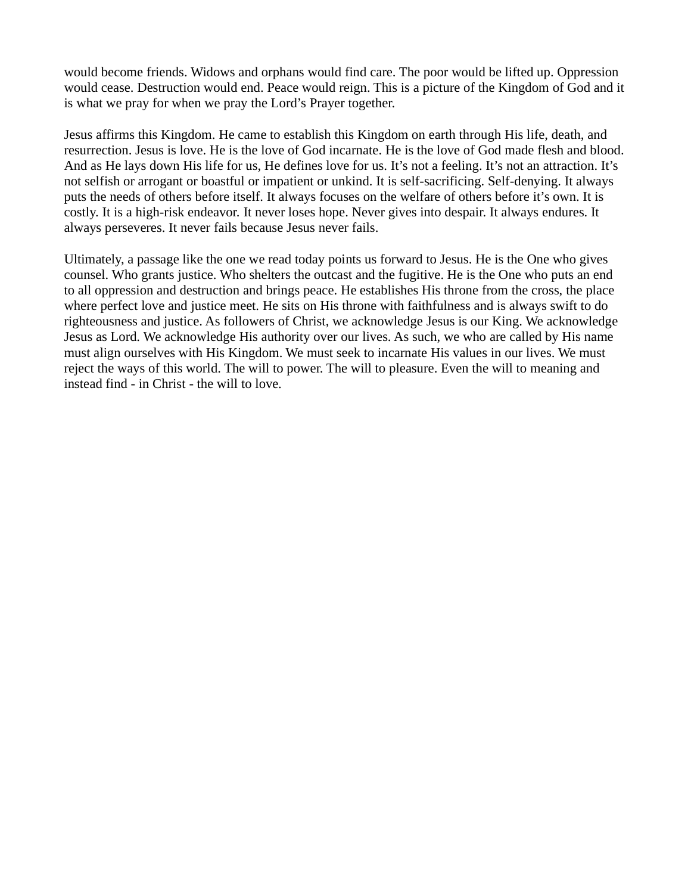would become friends. Widows and orphans would find care. The poor would be lifted up. Oppression would cease. Destruction would end. Peace would reign. This is a picture of the Kingdom of God and it is what we pray for when we pray the Lord's Prayer together.

Jesus affirms this Kingdom. He came to establish this Kingdom on earth through His life, death, and resurrection. Jesus is love. He is the love of God incarnate. He is the love of God made flesh and blood. And as He lays down His life for us, He defines love for us. It's not a feeling. It's not an attraction. It's not selfish or arrogant or boastful or impatient or unkind. It is self-sacrificing. Self-denying. It always puts the needs of others before itself. It always focuses on the welfare of others before it's own. It is costly. It is a high-risk endeavor. It never loses hope. Never gives into despair. It always endures. It always perseveres. It never fails because Jesus never fails.

Ultimately, a passage like the one we read today points us forward to Jesus. He is the One who gives counsel. Who grants justice. Who shelters the outcast and the fugitive. He is the One who puts an end to all oppression and destruction and brings peace. He establishes His throne from the cross, the place where perfect love and justice meet. He sits on His throne with faithfulness and is always swift to do righteousness and justice. As followers of Christ, we acknowledge Jesus is our King. We acknowledge Jesus as Lord. We acknowledge His authority over our lives. As such, we who are called by His name must align ourselves with His Kingdom. We must seek to incarnate His values in our lives. We must reject the ways of this world. The will to power. The will to pleasure. Even the will to meaning and instead find - in Christ - the will to love.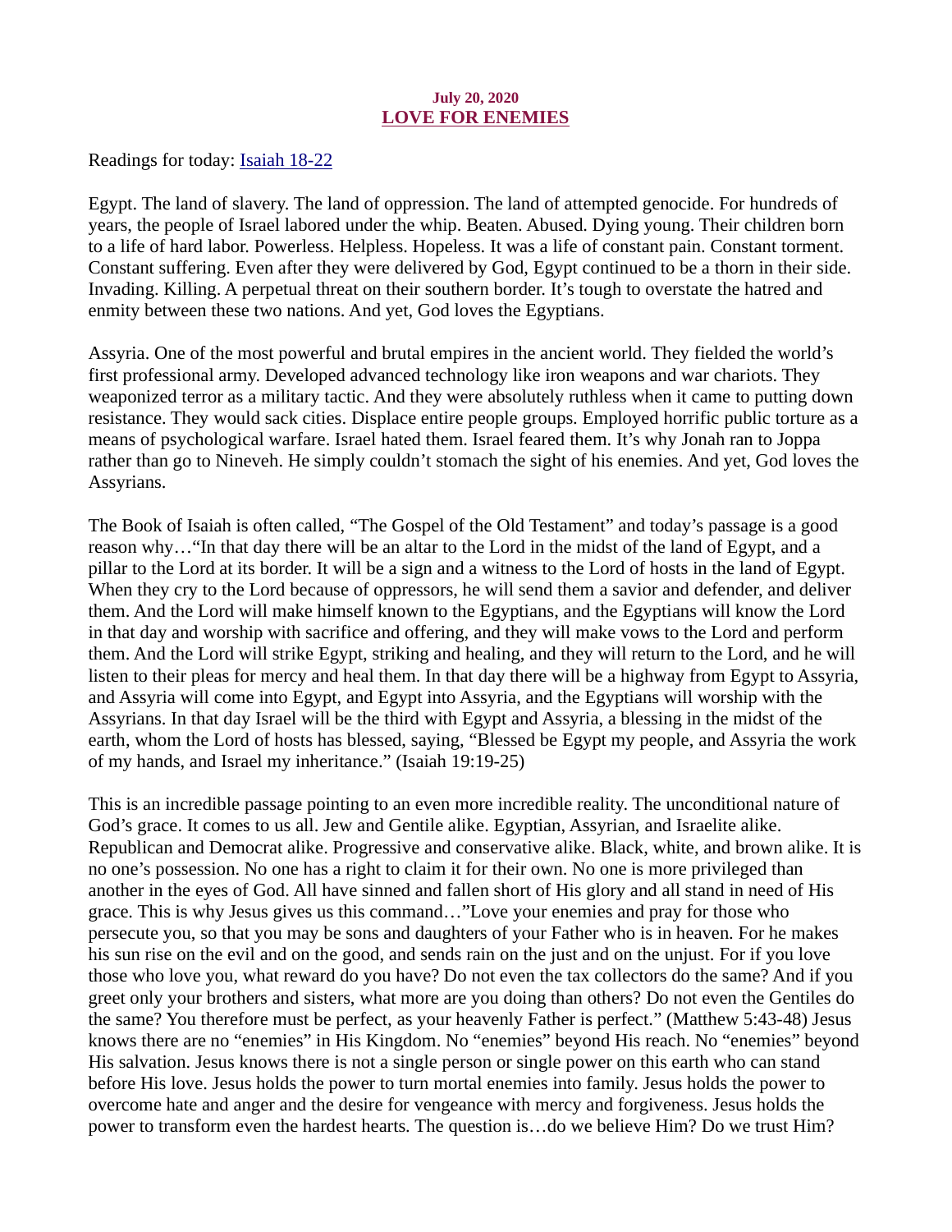**July 20, 2020**

# LOVE FOR ENEMIES

Readings for today: Isaiah 18-22

Egypt. The land of slavery. The land of oppression. The land of attempted genocide. For hundreds of years, the people of Israel labored under the whip. Beaten. Abused. Dying young. Their children born to a life of hard labor. Powerless. Helpless. Hopeless. It was a life of constant pain. Constant torment. Constant suffering. Even after they were delivered by God, Egypt continued to be a thorn in their side. Invading. Killing. A perpetual threat on their southern border. It's tough to overstate the hatred and enmity between these two nations. And yet, God loves the Egyptians.

Assyria. One of the most powerful and brutal empires in the ancient world. They fielded the world's first professional army. Developed advanced technology like iron weapons and war chariots. They weaponized terror as a military tactic. And they were absolutely ruthless when it came to putting down resistance. They would sack cities. Displace entire people groups. Employed horrific public torture as a means of psychological warfare. Israel hated them. Israel feared them. It's why Jonah ran to Joppa rather than go to Nineveh. He simply couldn't stomach the sight of his enemies. And yet, God loves the Assyrians.

The Book of Isaiah is often called, "The Gospel of the Old Testament" and today's passage is a good reason why…"In that day there will be an altar to the Lord in the midst of the land of Egypt, and a pillar to the Lord at its border. It will be a sign and a witness to the Lord of hosts in the land of Egypt. When they cry to the Lord because of oppressors, he will send them a savior and defender, and deliver them. And the Lord will make himself known to the Egyptians, and the Egyptians will know the Lord in that day and worship with sacrifice and offering, and they will make vows to the Lord and perform them. And the Lord will strike Egypt, striking and healing, and they will return to the Lord, and he will listen to their pleas for mercy and heal them. In that day there will be a highway from Egypt to Assyria, and Assyria will come into Egypt, and Egypt into Assyria, and the Egyptians will worship with the Assyrians. In that day Israel will be the third with Egypt and Assyria, a blessing in the midst of the earth, whom the Lord of hosts has blessed, saying, "Blessed be Egypt my people, and Assyria the work of my hands, and Israel my inheritance." (Isaiah 19:19-25)

This is an incredible passage pointing to an even more incredible reality. The unconditional nature of God's grace. It comes to us all. Jew and Gentile alike. Egyptian, Assyrian, and Israelite alike. Republican and Democrat alike. Progressive and conservative alike. Black, white, and brown alike. It is no one's possession. No one has a right to claim it for their own. No one is more privileged than another in the eyes of God. All have sinned and fallen short of His glory and all stand in need of His grace. This is why Jesus gives us this command…"Love your enemies and pray for those who persecute you, so that you may be sons and daughters of your Father who is in heaven. For he makes his sun rise on the evil and on the good, and sends rain on the just and on the unjust. For if you love those who love you, what reward do you have? Do not even the tax collectors do the same? And if you greet only your brothers and sisters, what more are you doing than others? Do not even the Gentiles do the same? You therefore must be perfect, as your heavenly Father is perfect." (Matthew 5:43-48) Jesus knows there are no "enemies" in His Kingdom. No "enemies" beyond His reach. No "enemies" beyond His salvation. Jesus knows there is not a single person or single power on this earth who can stand before His love. Jesus holds the power to turn mortal enemies into family. Jesus holds the power to overcome hate and anger and the desire for vengeance with mercy and forgiveness. Jesus holds the power to transform even the hardest hearts. The question is…do we believe Him? Do we trust Him?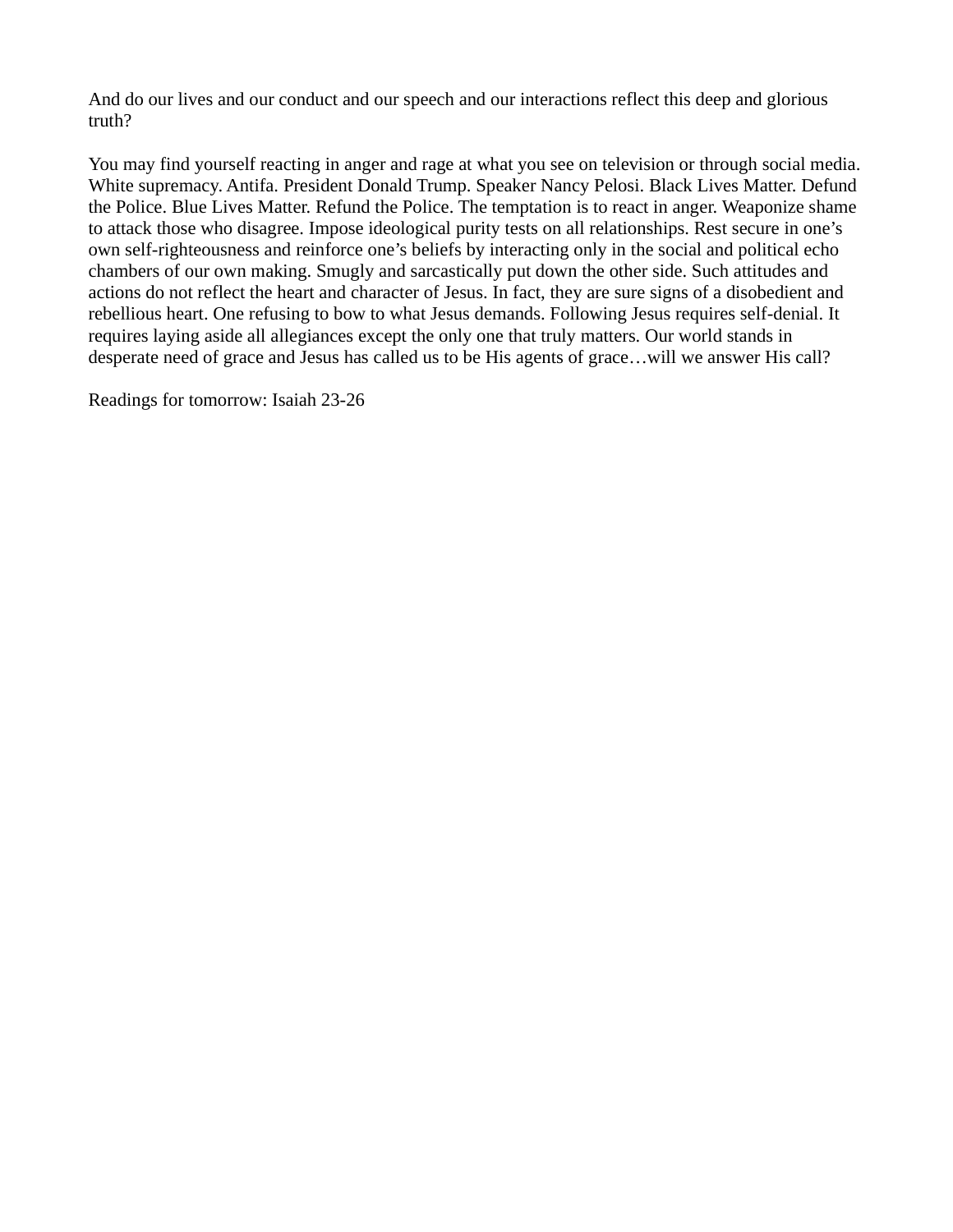And do our lives and our conduct and our speech and our interactions reflect this deep and glorious truth?

You may find yourself reacting in anger and rage at what you see on television or through social media. White supremacy. Antifa. President Donald Trump. Speaker Nancy Pelosi. Black Lives Matter. Defund the Police. Blue Lives Matter. Refund the Police. The temptation is to react in anger. Weaponize shame to attack those who disagree. Impose ideological purity tests on all relationships. Rest secure in one's own self-righteousness and reinforce one's beliefs by interacting only in the social and political echo chambers of our own making. Smugly and sarcastically put down the other side. Such attitudes and actions do not reflect the heart and character of Jesus. In fact, they are sure signs of a disobedient and rebellious heart. One refusing to bow to what Jesus demands. Following Jesus requires self-denial. It requires laying aside all allegiances except the only one that truly matters. Our world stands in desperate need of grace and Jesus has called us to be His agents of grace…will we answer His call?

Readings for tomorrow: Isaiah 23-26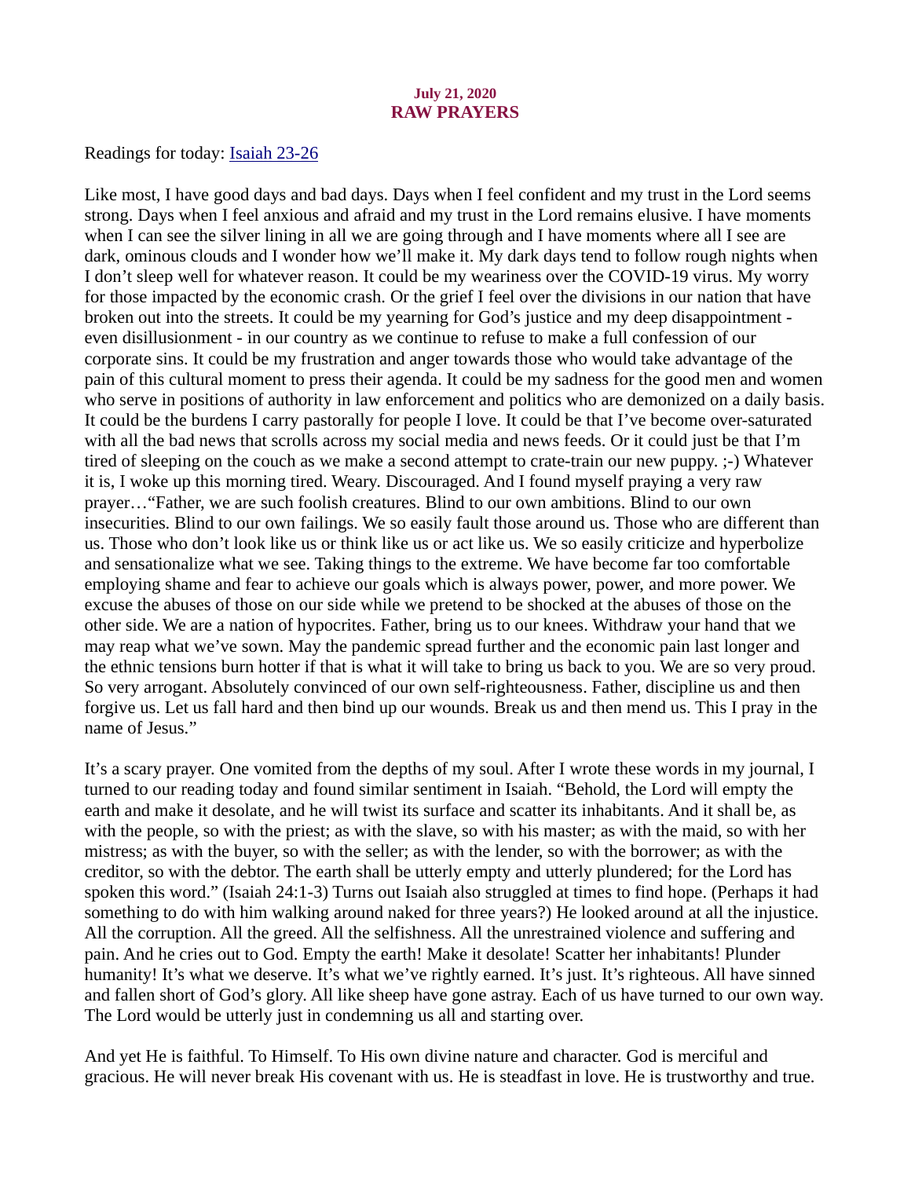**July 21, 2020**

# RAW PRAYERS

Readings for today: [Isaiah 23-26](#)

Like most, I have good days and bad days. Days when I feel confident and my trust in the Lord seems strong. Days when I feel anxious and afraid and my trust in the Lord remains elusive. I have moments when I can see the silver lining in all we are going through and I have moments where all I see are dark, ominous clouds and I wonder how we'll make it. My dark days tend to follow rough nights when I don't sleep well for whatever reason. It could be my weariness over the COVID-19 virus. My worry for those impacted by the economic crash. Or the grief I feel over the divisions in our nation that have broken out into the streets. It could be my yearning for God's justice and my deep disappointment - even disillusionment - in our country as we continue to refuse to make a full confession of our corporate sins. It could be my frustration and anger towards those who would take advantage of the pain of this cultural moment to press their agenda. It could be my sadness for the good men and women who serve in positions of authority in law enforcement and politics who are demonized on a daily basis. It could be the burdens I carry pastorally for people I love. It could be that I've become over-saturated with all the bad news that scrolls across my social media and news feeds. Or it could just be that I'm tired of sleeping on the couch as we make a second attempt to crate-train our new puppy. ;-) Whatever it is, I woke up this morning tired. Weary. Discouraged. And I found myself praying a very raw prayer…"Father, we are such foolish creatures. Blind to our own ambitions. Blind to our own insecurities. Blind to our own failings. We so easily fault those around us. Those who are different than us. Those who don't look like us or think like us or act like us. We so easily criticize and hyperbolize and sensationalize what we see. Taking things to the extreme. We have become far too comfortable employing shame and fear to achieve our goals which is always power, power, and more power. We excuse the abuses of those on our side while we pretend to be shocked at the abuses of those on the other side. We are a nation of hypocrites. Father, bring us to our knees. Withdraw your hand that we may reap what we've sown. May the pandemic spread further and the economic pain last longer and the ethnic tensions burn hotter if that is what it will take to bring us back to you. We are so very proud. So very arrogant. Absolutely convinced of our own self-righteousness. Father, discipline us and then forgive us. Let us fall hard and then bind up our wounds. Break us and then mend us. This I pray in the name of Jesus."

It's a scary prayer. One vomited from the depths of my soul. After I wrote these words in my journal, I turned to our reading today and found similar sentiment in Isaiah. "Behold, the Lord will empty the earth and make it desolate, and he will twist its surface and scatter its inhabitants. And it shall be, as with the people, so with the priest; as with the slave, so with his master; as with the maid, so with her mistress; as with the buyer, so with the seller; as with the lender, so with the borrower; as with the creditor, so with the debtor. The earth shall be utterly empty and utterly plundered; for the Lord has spoken this word." (Isaiah 24:1-3) Turns out Isaiah also struggled at times to find hope. (Perhaps it had something to do with him walking around naked for three years?) He looked around at all the injustice. All the corruption. All the greed. All the selfishness. All the unrestrained violence and suffering and pain. And he cries out to God. Empty the earth! Make it desolate! Scatter her inhabitants! Plunder humanity! It's what we deserve. It's what we've rightly earned. It's just. It's righteous. All have sinned and fallen short of God's glory. All like sheep have gone astray. Each of us have turned to our own way. The Lord would be utterly just in condemning us all and starting over.

And yet He is faithful. To Himself. To His own divine nature and character. God is merciful and gracious. He will never break His covenant with us. He is steadfast in love. He is trustworthy and true.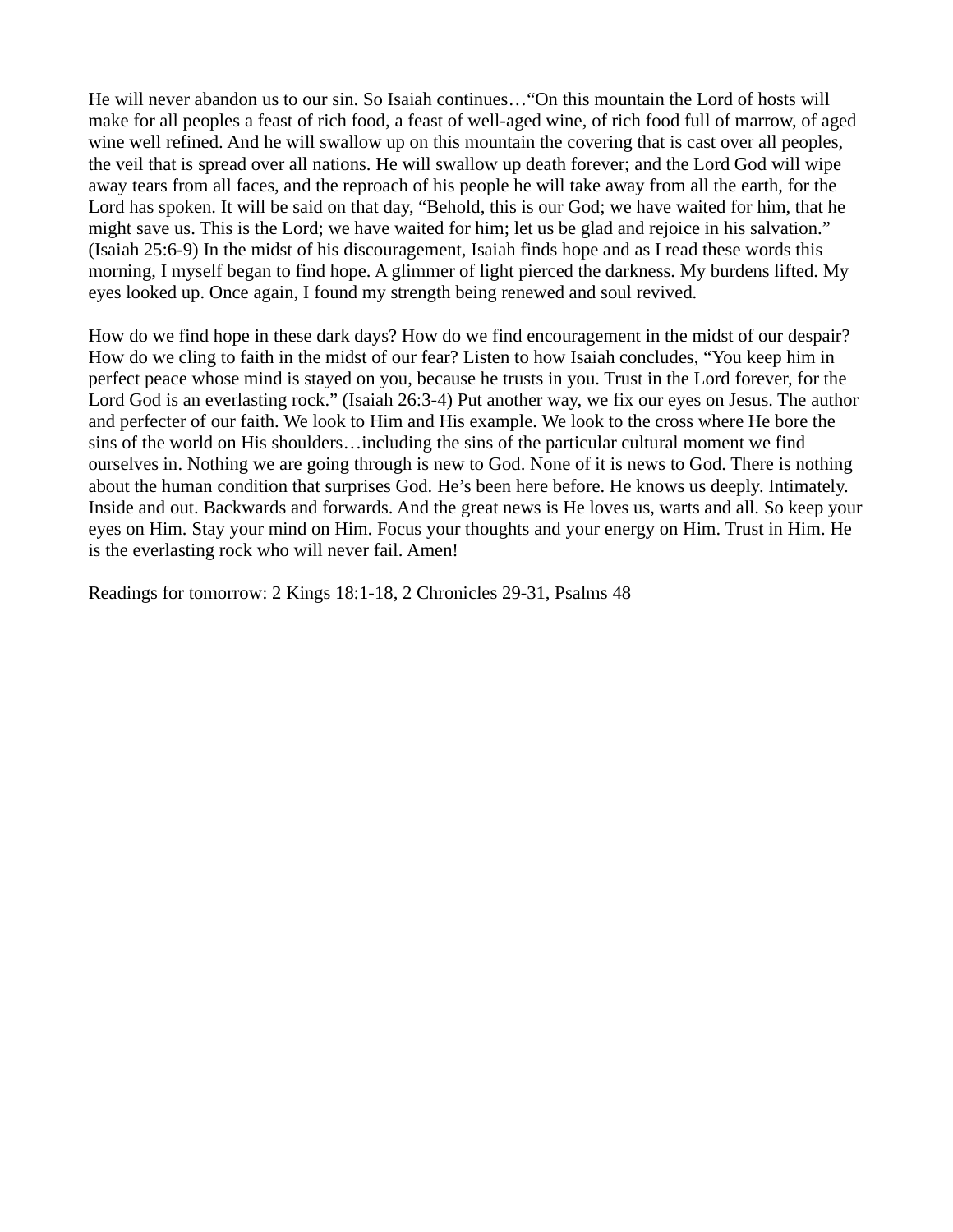He will never abandon us to our sin. So Isaiah continues…"On this mountain the Lord of hosts will make for all peoples a feast of rich food, a feast of well-aged wine, of rich food full of marrow, of aged wine well refined. And he will swallow up on this mountain the covering that is cast over all peoples, the veil that is spread over all nations. He will swallow up death forever; and the Lord God will wipe away tears from all faces, and the reproach of his people he will take away from all the earth, for the Lord has spoken. It will be said on that day, "Behold, this is our God; we have waited for him, that he might save us. This is the Lord; we have waited for him; let us be glad and rejoice in his salvation." (Isaiah 25:6-9) In the midst of his discouragement, Isaiah finds hope and as I read these words this morning, I myself began to find hope. A glimmer of light pierced the darkness. My burdens lifted. My eyes looked up. Once again, I found my strength being renewed and soul revived.

How do we find hope in these dark days? How do we find encouragement in the midst of our despair? How do we cling to faith in the midst of our fear? Listen to how Isaiah concludes, "You keep him in perfect peace whose mind is stayed on you, because he trusts in you. Trust in the Lord forever, for the Lord God is an everlasting rock." (Isaiah 26:3-4) Put another way, we fix our eyes on Jesus. The author and perfecter of our faith. We look to Him and His example. We look to the cross where He bore the sins of the world on His shoulders…including the sins of the particular cultural moment we find ourselves in. Nothing we are going through is new to God. None of it is news to God. There is nothing about the human condition that surprises God. He's been here before. He knows us deeply. Intimately. Inside and out. Backwards and forwards. And the great news is He loves us, warts and all. So keep your eyes on Him. Stay your mind on Him. Focus your thoughts and your energy on Him. Trust in Him. He is the everlasting rock who will never fail. Amen!

Readings for tomorrow: 2 Kings 18:1-18, 2 Chronicles 29-31, Psalms 48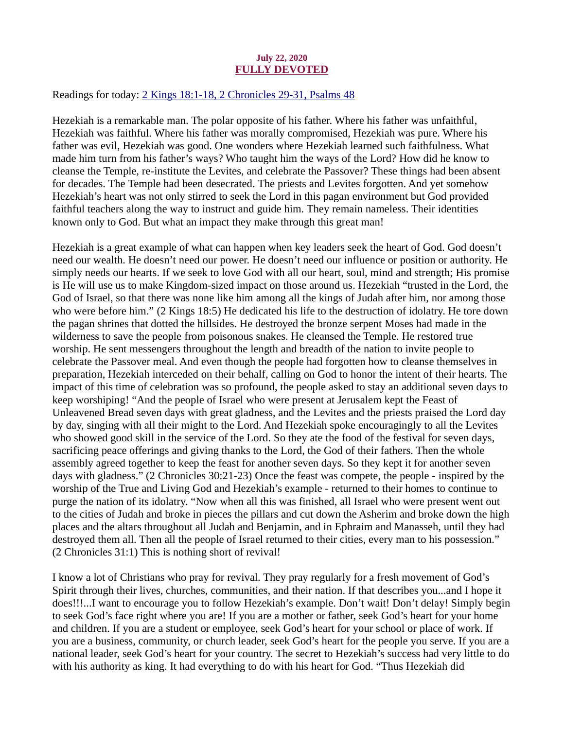July 22, 2020

**FULLY DEVOTED**

Readings for today: [2 Kings 18:1-18, 2 Chronicles 29-31, Psalms 48]

Hezekiah is a remarkable man. The polar opposite of his father. Where his father was unfaithful, Hezekiah was faithful. Where his father was morally compromised, Hezekiah was pure. Where his father was evil, Hezekiah was good. One wonders where Hezekiah learned such faithfulness. What made him turn from his father's ways? Who taught him the ways of the Lord? How did he know to cleanse the Temple, re-institute the Levites, and celebrate the Passover? These things had been absent for decades. The Temple had been desecrated. The priests and Levites forgotten. And yet somehow Hezekiah's heart was not only stirred to seek the Lord in this pagan environment but God provided faithful teachers along the way to instruct and guide him. They remain nameless. Their identities known only to God. But what an impact they make through this great man!

Hezekiah is a great example of what can happen when key leaders seek the heart of God. God doesn't need our wealth. He doesn't need our power. He doesn't need our influence or position or authority. He simply needs our hearts. If we seek to love God with all our heart, soul, mind and strength; His promise is He will use us to make Kingdom-sized impact on those around us. Hezekiah "trusted in the Lord, the God of Israel, so that there was none like him among all the kings of Judah after him, nor among those who were before him." (2 Kings 18:5) He dedicated his life to the destruction of idolatry. He tore down the pagan shrines that dotted the hillsides. He destroyed the bronze serpent Moses had made in the wilderness to save the people from poisonous snakes. He cleansed the Temple. He restored true worship. He sent messengers throughout the length and breadth of the nation to invite people to celebrate the Passover meal. And even though the people had forgotten how to cleanse themselves in preparation, Hezekiah interceded on their behalf, calling on God to honor the intent of their hearts. The impact of this time of celebration was so profound, the people asked to stay an additional seven days to keep worshiping! "And the people of Israel who were present at Jerusalem kept the Feast of Unleavened Bread seven days with great gladness, and the Levites and the priests praised the Lord day by day, singing with all their might to the Lord. And Hezekiah spoke encouragingly to all the Levites who showed good skill in the service of the Lord. So they ate the food of the festival for seven days, sacrificing peace offerings and giving thanks to the Lord, the God of their fathers. Then the whole assembly agreed together to keep the feast for another seven days. So they kept it for another seven days with gladness." (2 Chronicles 30:21-23) Once the feast was compete, the people - inspired by the worship of the True and Living God and Hezekiah's example - returned to their homes to continue to purge the nation of its idolatry. "Now when all this was finished, all Israel who were present went out to the cities of Judah and broke in pieces the pillars and cut down the Asherim and broke down the high places and the altars throughout all Judah and Benjamin, and in Ephraim and Manasseh, until they had destroyed them all. Then all the people of Israel returned to their cities, every man to his possession." (2 Chronicles 31:1) This is nothing short of revival!

I know a lot of Christians who pray for revival. They pray regularly for a fresh movement of God's Spirit through their lives, churches, communities, and their nation. If that describes you...and I hope it does!!!...I want to encourage you to follow Hezekiah's example. Don't wait! Don't delay! Simply begin to seek God's face right where you are! If you are a mother or father, seek God's heart for your home and children. If you are a student or employee, seek God's heart for your school or place of work. If you are a business, community, or church leader, seek God's heart for the people you serve. If you are a national leader, seek God's heart for your country. The secret to Hezekiah's success had very little to do with his authority as king. It had everything to do with his heart for God. "Thus Hezekiah did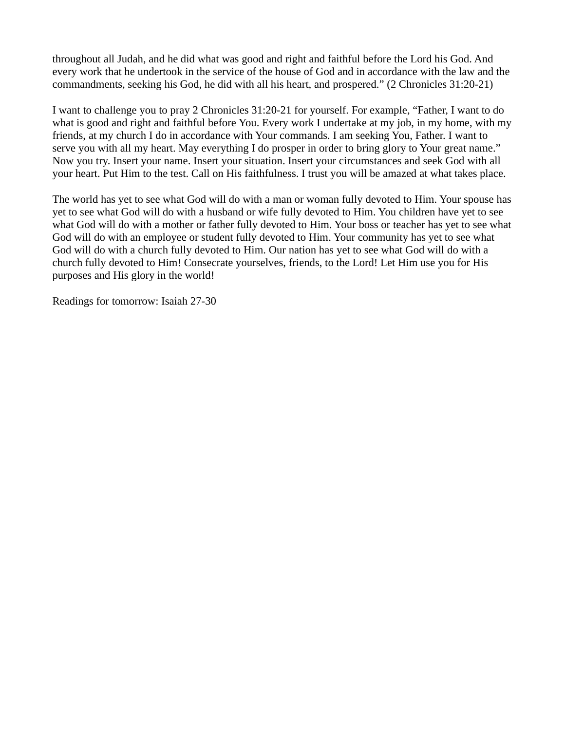throughout all Judah, and he did what was good and right and faithful before the Lord his God. And every work that he undertook in the service of the house of God and in accordance with the law and the commandments, seeking his God, he did with all his heart, and prospered." (2 Chronicles 31:20-21)

I want to challenge you to pray 2 Chronicles 31:20-21 for yourself. For example, "Father, I want to do what is good and right and faithful before You. Every work I undertake at my job, in my home, with my friends, at my church I do in accordance with Your commands. I am seeking You, Father. I want to serve you with all my heart. May everything I do prosper in order to bring glory to Your great name." Now you try. Insert your name. Insert your situation. Insert your circumstances and seek God with all your heart. Put Him to the test. Call on His faithfulness. I trust you will be amazed at what takes place.

The world has yet to see what God will do with a man or woman fully devoted to Him. Your spouse has yet to see what God will do with a husband or wife fully devoted to Him. You children have yet to see what God will do with a mother or father fully devoted to Him. Your boss or teacher has yet to see what God will do with an employee or student fully devoted to Him. Your community has yet to see what God will do with a church fully devoted to Him. Our nation has yet to see what God will do with a church fully devoted to Him! Consecrate yourselves, friends, to the Lord! Let Him use you for His purposes and His glory in the world!

Readings for tomorrow: Isaiah 27-30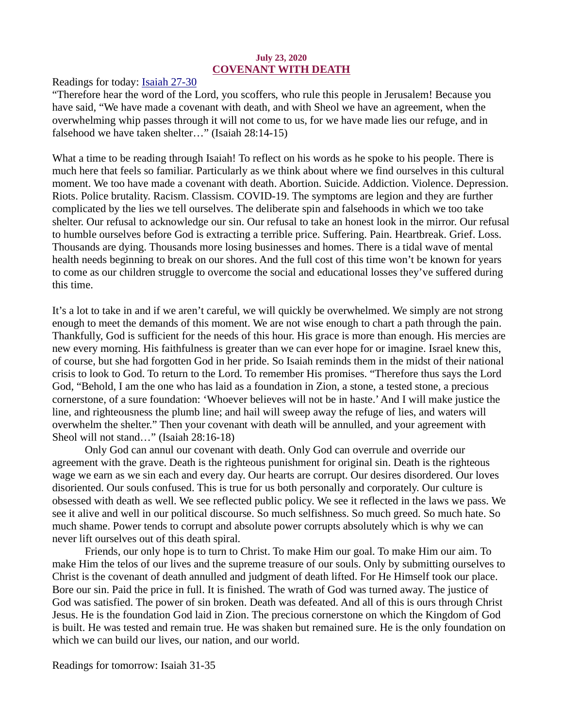**July 23, 2020**

## COVENANT WITH DEATH

Readings for today: [Isaiah 27-30](Isaiah 27-30)

"Therefore hear the word of the Lord, you scoffers, who rule this people in Jerusalem! Because you have said, "We have made a covenant with death, and with Sheol we have an agreement, when the overwhelming whip passes through it will not come to us, for we have made lies our refuge, and in falsehood we have taken shelter…" (Isaiah 28:14-15)

What a time to be reading through Isaiah! To reflect on his words as he spoke to his people. There is much here that feels so familiar. Particularly as we think about where we find ourselves in this cultural moment. We too have made a covenant with death. Abortion. Suicide. Addiction. Violence. Depression. Riots. Police brutality. Racism. Classism. COVID-19. The symptoms are legion and they are further complicated by the lies we tell ourselves. The deliberate spin and falsehoods in which we too take shelter. Our refusal to acknowledge our sin. Our refusal to take an honest look in the mirror. Our refusal to humble ourselves before God is extracting a terrible price. Suffering. Pain. Heartbreak. Grief. Loss. Thousands are dying. Thousands more losing businesses and homes. There is a tidal wave of mental health needs beginning to break on our shores. And the full cost of this time won't be known for years to come as our children struggle to overcome the social and educational losses they've suffered during this time.

It's a lot to take in and if we aren't careful, we will quickly be overwhelmed. We simply are not strong enough to meet the demands of this moment. We are not wise enough to chart a path through the pain. Thankfully, God is sufficient for the needs of this hour. His grace is more than enough. His mercies are new every morning. His faithfulness is greater than we can ever hope for or imagine. Israel knew this, of course, but she had forgotten God in her pride. So Isaiah reminds them in the midst of their national crisis to look to God. To return to the Lord. To remember His promises. "Therefore thus says the Lord God, "Behold, I am the one who has laid as a foundation in Zion, a stone, a tested stone, a precious cornerstone, of a sure foundation: 'Whoever believes will not be in haste.' And I will make justice the line, and righteousness the plumb line; and hail will sweep away the refuge of lies, and waters will overwhelm the shelter." Then your covenant with death will be annulled, and your agreement with Sheol will not stand…" (Isaiah 28:16-18)

Only God can annul our covenant with death. Only God can overrule and override our agreement with the grave. Death is the righteous punishment for original sin. Death is the righteous wage we earn as we sin each and every day. Our hearts are corrupt. Our desires disordered. Our loves disoriented. Our souls confused. This is true for us both personally and corporately. Our culture is obsessed with death as well. We see reflected public policy. We see it reflected in the laws we pass. We see it alive and well in our political discourse. So much selfishness. So much greed. So much hate. So much shame. Power tends to corrupt and absolute power corrupts absolutely which is why we can never lift ourselves out of this death spiral.

Friends, our only hope is to turn to Christ. To make Him our goal. To make Him our aim. To make Him the telos of our lives and the supreme treasure of our souls. Only by submitting ourselves to Christ is the covenant of death annulled and judgment of death lifted. For He Himself took our place. Bore our sin. Paid the price in full. It is finished. The wrath of God was turned away. The justice of God was satisfied. The power of sin broken. Death was defeated. And all of this is ours through Christ Jesus. He is the foundation God laid in Zion. The precious cornerstone on which the Kingdom of God is built. He was tested and remain true. He was shaken but remained sure. He is the only foundation on which we can build our lives, our nation, and our world.

Readings for tomorrow: Isaiah 31-35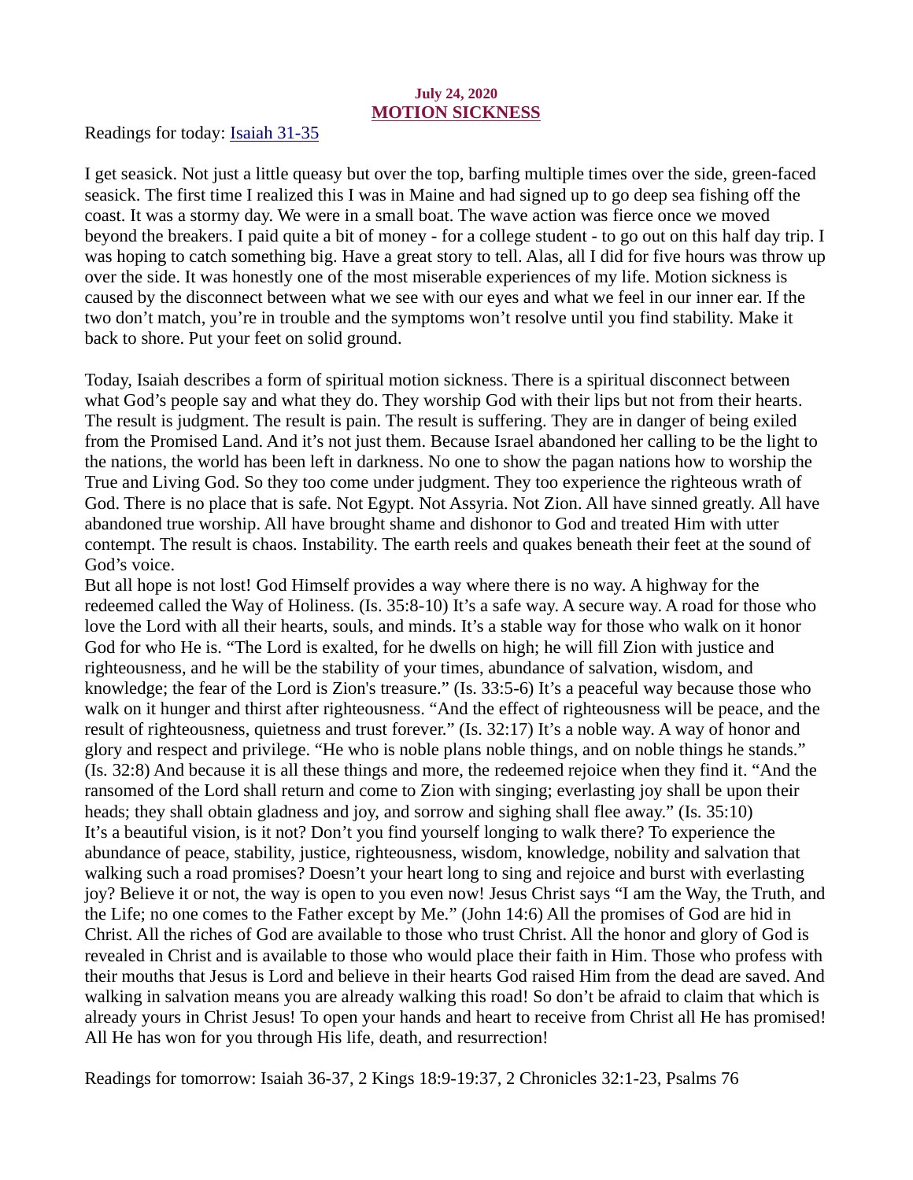**July 24, 2020**

# MOTION SICKNESS

Readings for today: [Isaiah 31-35]

I get seasick. Not just a little queasy but over the top, barfing multiple times over the side, green-faced seasick. The first time I realized this I was in Maine and had signed up to go deep sea fishing off the coast. It was a stormy day. We were in a small boat. The wave action was fierce once we moved beyond the breakers. I paid quite a bit of money - for a college student - to go out on this half day trip. I was hoping to catch something big. Have a great story to tell. Alas, all I did for five hours was throw up over the side. It was honestly one of the most miserable experiences of my life. Motion sickness is caused by the disconnect between what we see with our eyes and what we feel in our inner ear. If the two don't match, you're in trouble and the symptoms won't resolve until you find stability. Make it back to shore. Put your feet on solid ground.

Today, Isaiah describes a form of spiritual motion sickness. There is a spiritual disconnect between what God's people say and what they do. They worship God with their lips but not from their hearts. The result is judgment. The result is pain. The result is suffering. They are in danger of being exiled from the Promised Land. And it's not just them. Because Israel abandoned her calling to be the light to the nations, the world has been left in darkness. No one to show the pagan nations how to worship the True and Living God. So they too come under judgment. They too experience the righteous wrath of God. There is no place that is safe. Not Egypt. Not Assyria. Not Zion. All have sinned greatly. All have abandoned true worship. All have brought shame and dishonor to God and treated Him with utter contempt. The result is chaos. Instability. The earth reels and quakes beneath their feet at the sound of God's voice.

But all hope is not lost! God Himself provides a way where there is no way. A highway for the redeemed called the Way of Holiness. (Is. 35:8-10) It's a safe way. A secure way. A road for those who love the Lord with all their hearts, souls, and minds. It's a stable way for those who walk on it honor God for who He is. "The Lord is exalted, for he dwells on high; he will fill Zion with justice and righteousness, and he will be the stability of your times, abundance of salvation, wisdom, and knowledge; the fear of the Lord is Zion's treasure." (Is. 33:5-6) It's a peaceful way because those who walk on it hunger and thirst after righteousness. "And the effect of righteousness will be peace, and the result of righteousness, quietness and trust forever." (Is. 32:17) It's a noble way. A way of honor and glory and respect and privilege. "He who is noble plans noble things, and on noble things he stands." (Is. 32:8) And because it is all these things and more, the redeemed rejoice when they find it. "And the ransomed of the Lord shall return and come to Zion with singing; everlasting joy shall be upon their heads; they shall obtain gladness and joy, and sorrow and sighing shall flee away." (Is. 35:10)

It's a beautiful vision, is it not? Don't you find yourself longing to walk there? To experience the abundance of peace, stability, justice, righteousness, wisdom, knowledge, nobility and salvation that walking such a road promises? Doesn't your heart long to sing and rejoice and burst with everlasting joy? Believe it or not, the way is open to you even now! Jesus Christ says "I am the Way, the Truth, and the Life; no one comes to the Father except by Me." (John 14:6) All the promises of God are hid in Christ. All the riches of God are available to those who trust Christ. All the honor and glory of God is revealed in Christ and is available to those who would place their faith in Him. Those who profess with their mouths that Jesus is Lord and believe in their hearts God raised Him from the dead are saved. And walking in salvation means you are already walking this road! So don't be afraid to claim that which is already yours in Christ Jesus! To open your hands and heart to receive from Christ all He has promised! All He has won for you through His life, death, and resurrection!

Readings for tomorrow: Isaiah 36-37, 2 Kings 18:9-19:37, 2 Chronicles 32:1-23, Psalms 76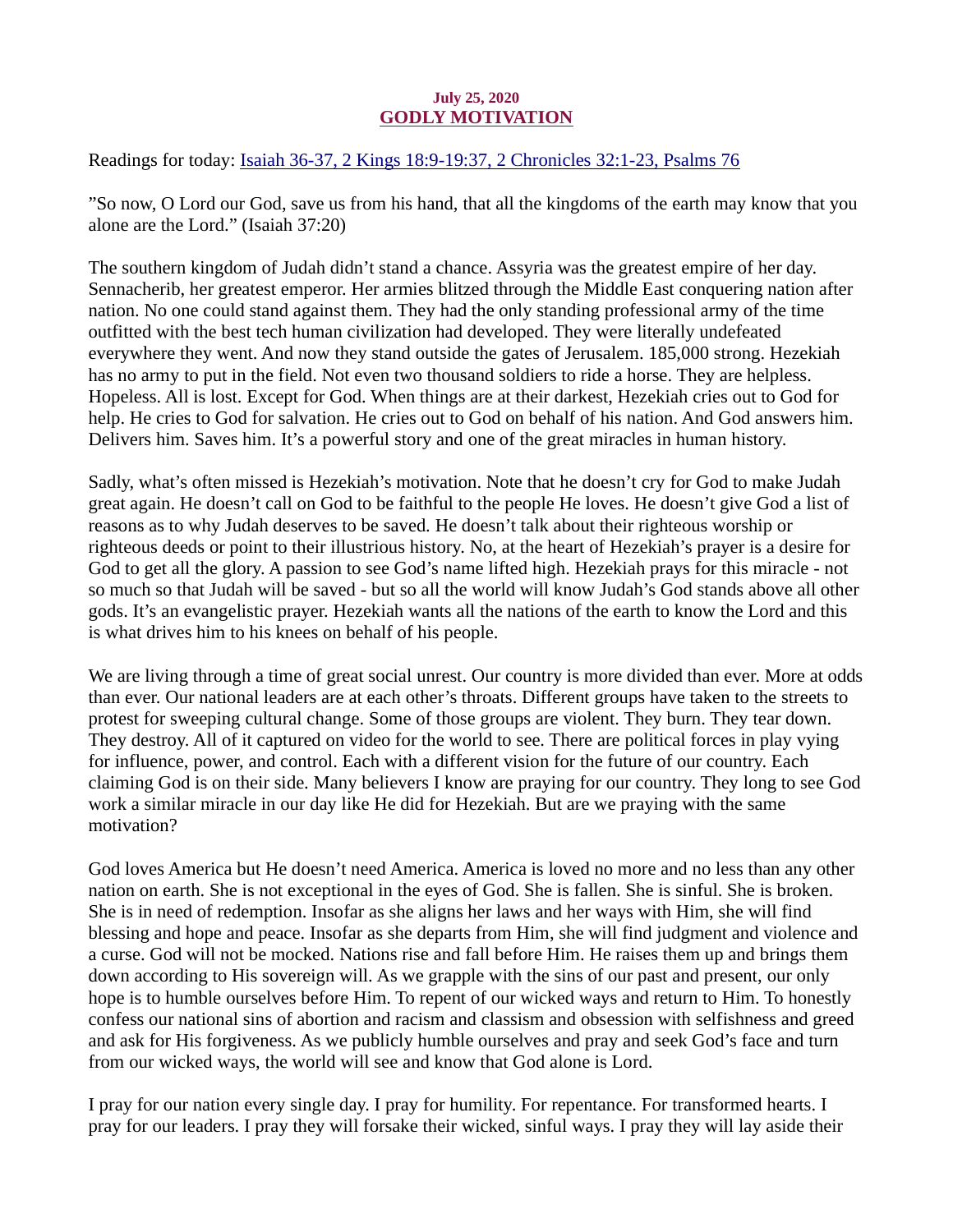July 25, 2020
## GODLY MOTIVATION

Readings for today: [Isaiah 36-37, 2 Kings 18:9-19:37, 2 Chronicles 32:1-23, Psalms 76]

"So now, O Lord our God, save us from his hand, that all the kingdoms of the earth may know that you alone are the Lord." (Isaiah 37:20)

The southern kingdom of Judah didn't stand a chance. Assyria was the greatest empire of her day. Sennacherib, her greatest emperor. Her armies blitzed through the Middle East conquering nation after nation. No one could stand against them. They had the only standing professional army of the time outfitted with the best tech human civilization had developed. They were literally undefeated everywhere they went. And now they stand outside the gates of Jerusalem. 185,000 strong. Hezekiah has no army to put in the field. Not even two thousand soldiers to ride a horse. They are helpless. Hopeless. All is lost. Except for God. When things are at their darkest, Hezekiah cries out to God for help. He cries to God for salvation. He cries out to God on behalf of his nation. And God answers him. Delivers him. Saves him. It's a powerful story and one of the great miracles in human history.

Sadly, what's often missed is Hezekiah's motivation. Note that he doesn't cry for God to make Judah great again. He doesn't call on God to be faithful to the people He loves. He doesn't give God a list of reasons as to why Judah deserves to be saved. He doesn't talk about their righteous worship or righteous deeds or point to their illustrious history. No, at the heart of Hezekiah's prayer is a desire for God to get all the glory. A passion to see God's name lifted high. Hezekiah prays for this miracle - not so much so that Judah will be saved - but so all the world will know Judah's God stands above all other gods. It's an evangelistic prayer. Hezekiah wants all the nations of the earth to know the Lord and this is what drives him to his knees on behalf of his people.

We are living through a time of great social unrest. Our country is more divided than ever. More at odds than ever. Our national leaders are at each other's throats. Different groups have taken to the streets to protest for sweeping cultural change. Some of those groups are violent. They burn. They tear down. They destroy. All of it captured on video for the world to see. There are political forces in play vying for influence, power, and control. Each with a different vision for the future of our country. Each claiming God is on their side. Many believers I know are praying for our country. They long to see God work a similar miracle in our day like He did for Hezekiah. But are we praying with the same motivation?

God loves America but He doesn't need America. America is loved no more and no less than any other nation on earth. She is not exceptional in the eyes of God. She is fallen. She is sinful. She is broken. She is in need of redemption. Insofar as she aligns her laws and her ways with Him, she will find blessing and hope and peace. Insofar as she departs from Him, she will find judgment and violence and a curse. God will not be mocked. Nations rise and fall before Him. He raises them up and brings them down according to His sovereign will. As we grapple with the sins of our past and present, our only hope is to humble ourselves before Him. To repent of our wicked ways and return to Him. To honestly confess our national sins of abortion and racism and classism and obsession with selfishness and greed and ask for His forgiveness. As we publicly humble ourselves and pray and seek God's face and turn from our wicked ways, the world will see and know that God alone is Lord.

I pray for our nation every single day. I pray for humility. For repentance. For transformed hearts. I pray for our leaders. I pray they will forsake their wicked, sinful ways. I pray they will lay aside their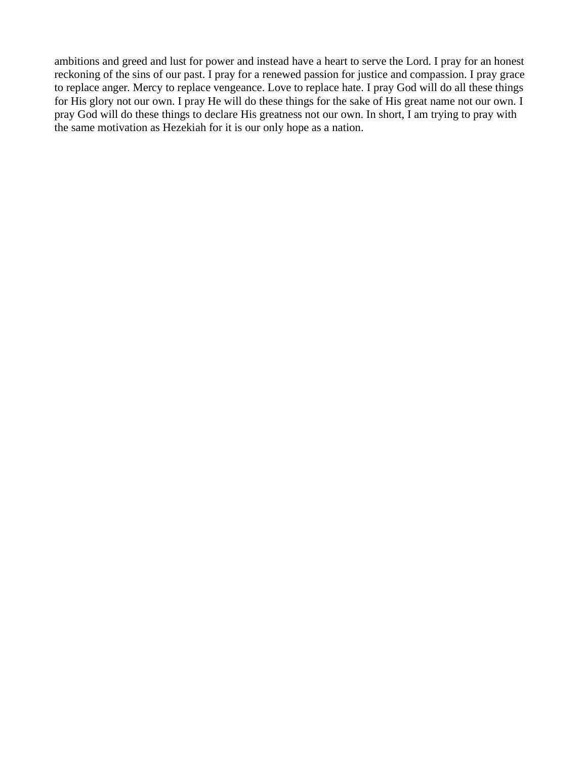ambitions and greed and lust for power and instead have a heart to serve the Lord. I pray for an honest reckoning of the sins of our past. I pray for a renewed passion for justice and compassion. I pray grace to replace anger. Mercy to replace vengeance. Love to replace hate. I pray God will do all these things for His glory not our own. I pray He will do these things for the sake of His great name not our own. I pray God will do these things to declare His greatness not our own. In short, I am trying to pray with the same motivation as Hezekiah for it is our only hope as a nation.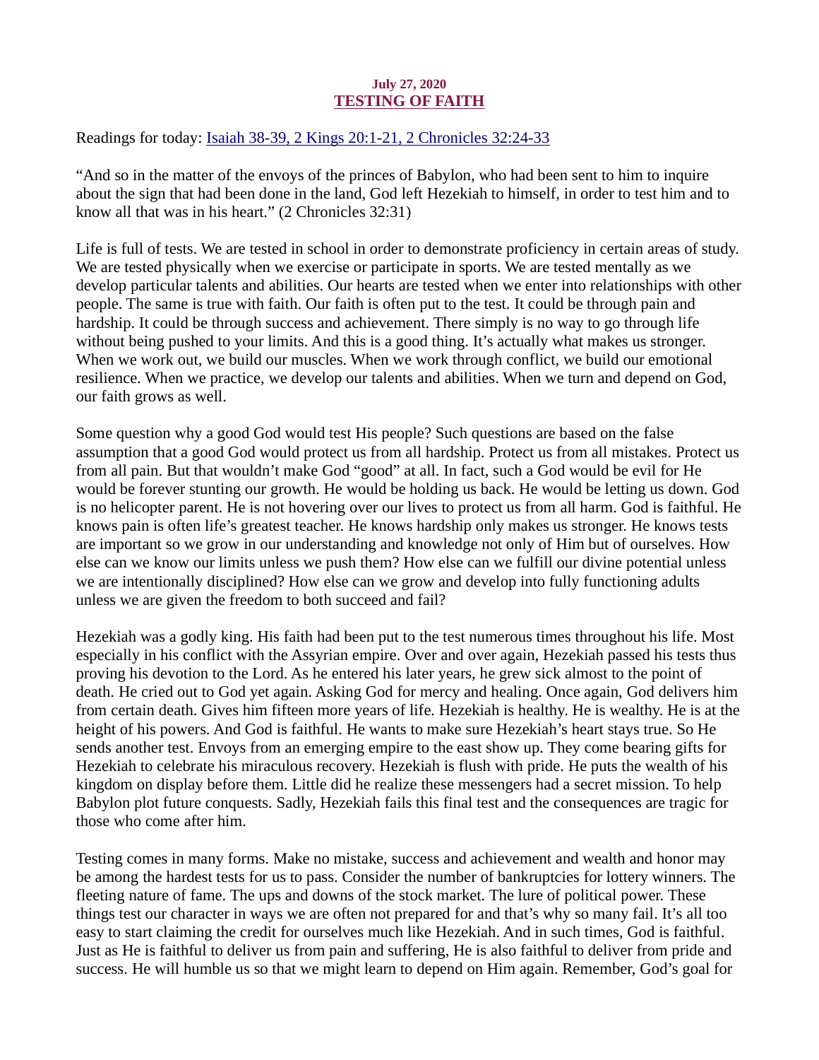**July 27, 2020**

## TESTING OF FAITH

Readings for today: [Isaiah 38-39, 2 Kings 20:1-21, 2 Chronicles 32:24-33]

"And so in the matter of the envoys of the princes of Babylon, who had been sent to him to inquire about the sign that had been done in the land, God left Hezekiah to himself, in order to test him and to know all that was in his heart." (2 Chronicles 32:31)

Life is full of tests. We are tested in school in order to demonstrate proficiency in certain areas of study. We are tested physically when we exercise or participate in sports. We are tested mentally as we develop particular talents and abilities. Our hearts are tested when we enter into relationships with other people. The same is true with faith. Our faith is often put to the test. It could be through pain and hardship. It could be through success and achievement. There simply is no way to go through life without being pushed to your limits. And this is a good thing. It's actually what makes us stronger. When we work out, we build our muscles. When we work through conflict, we build our emotional resilience. When we practice, we develop our talents and abilities. When we turn and depend on God, our faith grows as well.

Some question why a good God would test His people? Such questions are based on the false assumption that a good God would protect us from all hardship. Protect us from all mistakes. Protect us from all pain. But that wouldn't make God "good" at all. In fact, such a God would be evil for He would be forever stunting our growth. He would be holding us back. He would be letting us down. God is no helicopter parent. He is not hovering over our lives to protect us from all harm. God is faithful. He knows pain is often life's greatest teacher. He knows hardship only makes us stronger. He knows tests are important so we grow in our understanding and knowledge not only of Him but of ourselves. How else can we know our limits unless we push them? How else can we fulfill our divine potential unless we are intentionally disciplined? How else can we grow and develop into fully functioning adults unless we are given the freedom to both succeed and fail?

Hezekiah was a godly king. His faith had been put to the test numerous times throughout his life. Most especially in his conflict with the Assyrian empire. Over and over again, Hezekiah passed his tests thus proving his devotion to the Lord. As he entered his later years, he grew sick almost to the point of death. He cried out to God yet again. Asking God for mercy and healing. Once again, God delivers him from certain death. Gives him fifteen more years of life. Hezekiah is healthy. He is wealthy. He is at the height of his powers. And God is faithful. He wants to make sure Hezekiah's heart stays true. So He sends another test. Envoys from an emerging empire to the east show up. They come bearing gifts for Hezekiah to celebrate his miraculous recovery. Hezekiah is flush with pride. He puts the wealth of his kingdom on display before them. Little did he realize these messengers had a secret mission. To help Babylon plot future conquests. Sadly, Hezekiah fails this final test and the consequences are tragic for those who come after him.

Testing comes in many forms. Make no mistake, success and achievement and wealth and honor may be among the hardest tests for us to pass. Consider the number of bankruptcies for lottery winners. The fleeting nature of fame. The ups and downs of the stock market. The lure of political power. These things test our character in ways we are often not prepared for and that's why so many fail. It's all too easy to start claiming the credit for ourselves much like Hezekiah. And in such times, God is faithful. Just as He is faithful to deliver us from pain and suffering, He is also faithful to deliver from pride and success. He will humble us so that we might learn to depend on Him again. Remember, God's goal for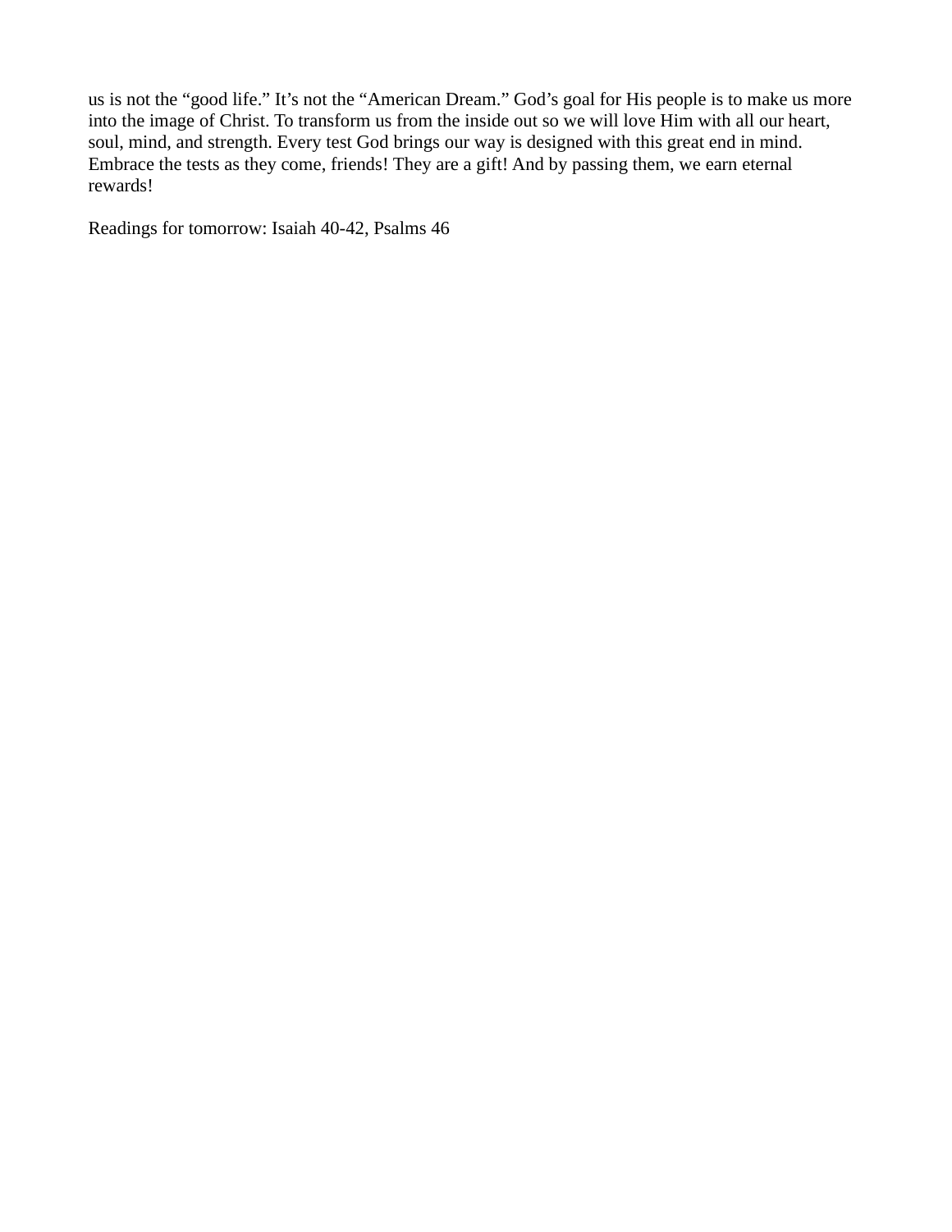us is not the “good life.” It’s not the “American Dream.” God’s goal for His people is to make us more into the image of Christ. To transform us from the inside out so we will love Him with all our heart, soul, mind, and strength. Every test God brings our way is designed with this great end in mind. Embrace the tests as they come, friends! They are a gift! And by passing them, we earn eternal rewards!

Readings for tomorrow: Isaiah 40-42, Psalms 46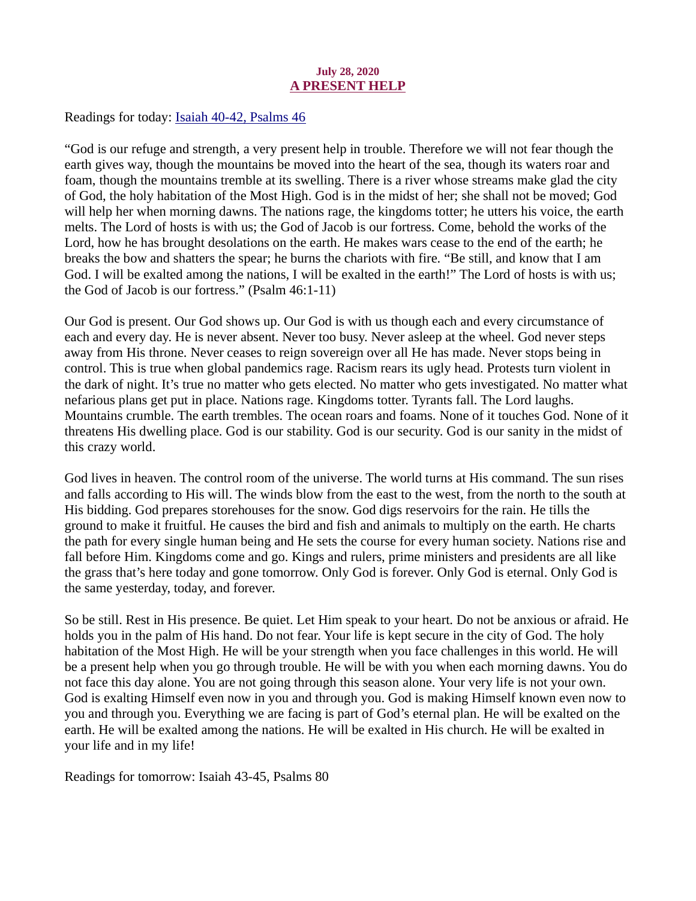**July 28, 2020**

# A PRESENT HELP

Readings for today: [Isaiah 40-42, Psalms 46]

"God is our refuge and strength, a very present help in trouble. Therefore we will not fear though the earth gives way, though the mountains be moved into the heart of the sea, though its waters roar and foam, though the mountains tremble at its swelling. There is a river whose streams make glad the city of God, the holy habitation of the Most High. God is in the midst of her; she shall not be moved; God will help her when morning dawns. The nations rage, the kingdoms totter; he utters his voice, the earth melts. The Lord of hosts is with us; the God of Jacob is our fortress. Come, behold the works of the Lord, how he has brought desolations on the earth. He makes wars cease to the end of the earth; he breaks the bow and shatters the spear; he burns the chariots with fire. "Be still, and know that I am God. I will be exalted among the nations, I will be exalted in the earth!" The Lord of hosts is with us; the God of Jacob is our fortress." (Psalm 46:1-11)

Our God is present. Our God shows up. Our God is with us though each and every circumstance of each and every day. He is never absent. Never too busy. Never asleep at the wheel. God never steps away from His throne. Never ceases to reign sovereign over all He has made. Never stops being in control. This is true when global pandemics rage. Racism rears its ugly head. Protests turn violent in the dark of night. It's true no matter who gets elected. No matter who gets investigated. No matter what nefarious plans get put in place. Nations rage. Kingdoms totter. Tyrants fall. The Lord laughs. Mountains crumble. The earth trembles. The ocean roars and foams. None of it touches God. None of it threatens His dwelling place. God is our stability. God is our security. God is our sanity in the midst of this crazy world.

God lives in heaven. The control room of the universe. The world turns at His command. The sun rises and falls according to His will. The winds blow from the east to the west, from the north to the south at His bidding. God prepares storehouses for the snow. God digs reservoirs for the rain. He tills the ground to make it fruitful. He causes the bird and fish and animals to multiply on the earth. He charts the path for every single human being and He sets the course for every human society. Nations rise and fall before Him. Kingdoms come and go. Kings and rulers, prime ministers and presidents are all like the grass that's here today and gone tomorrow. Only God is forever. Only God is eternal. Only God is the same yesterday, today, and forever.

So be still. Rest in His presence. Be quiet. Let Him speak to your heart. Do not be anxious or afraid. He holds you in the palm of His hand. Do not fear. Your life is kept secure in the city of God. The holy habitation of the Most High. He will be your strength when you face challenges in this world. He will be a present help when you go through trouble. He will be with you when each morning dawns. You do not face this day alone. You are not going through this season alone. Your very life is not your own. God is exalting Himself even now in you and through you. God is making Himself known even now to you and through you. Everything we are facing is part of God's eternal plan. He will be exalted on the earth. He will be exalted among the nations. He will be exalted in His church. He will be exalted in your life and in my life!

Readings for tomorrow: Isaiah 43-45, Psalms 80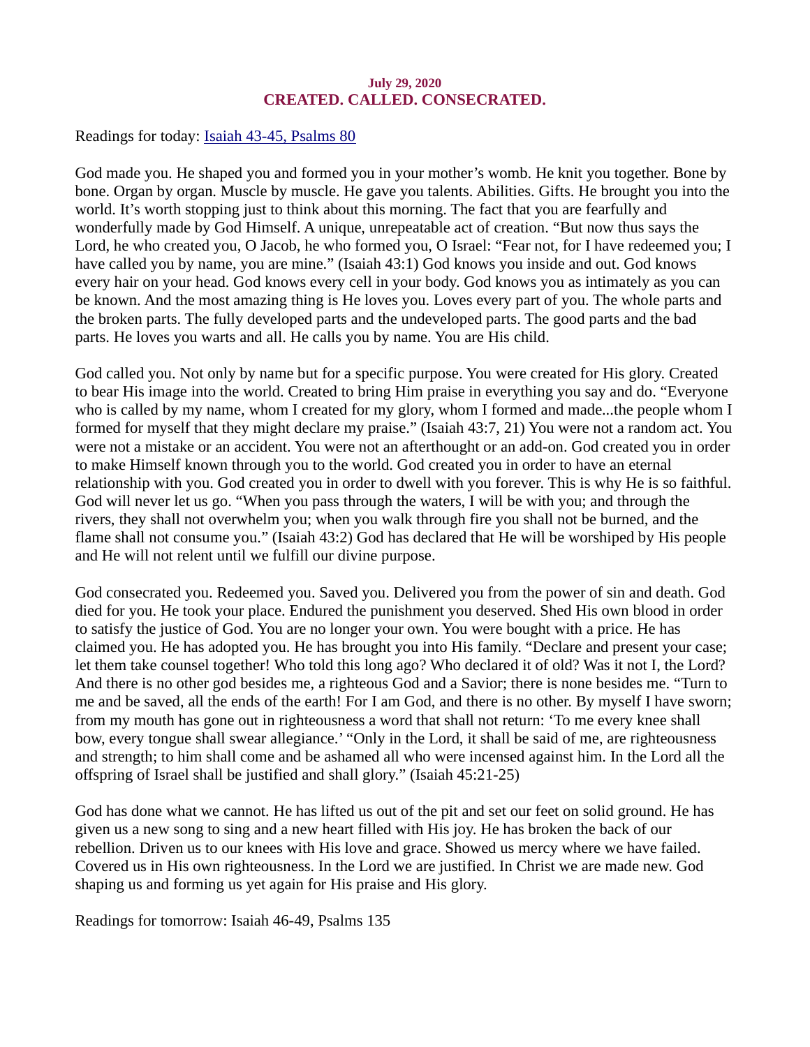**July 29, 2020**

## CREATED. CALLED. CONSECRATED.

Readings for today: [Isaiah 43-45, Psalms 80]()

God made you. He shaped you and formed you in your mother's womb. He knit you together. Bone by bone. Organ by organ. Muscle by muscle. He gave you talents. Abilities. Gifts. He brought you into the world. It's worth stopping just to think about this morning. The fact that you are fearfully and wonderfully made by God Himself. A unique, unrepeatable act of creation. "But now thus says the Lord, he who created you, O Jacob, he who formed you, O Israel: "Fear not, for I have redeemed you; I have called you by name, you are mine." (Isaiah 43:1) God knows you inside and out. God knows every hair on your head. God knows every cell in your body. God knows you as intimately as you can be known. And the most amazing thing is He loves you. Loves every part of you. The whole parts and the broken parts. The fully developed parts and the undeveloped parts. The good parts and the bad parts. He loves you warts and all. He calls you by name. You are His child.

God called you. Not only by name but for a specific purpose. You were created for His glory. Created to bear His image into the world. Created to bring Him praise in everything you say and do. "Everyone who is called by my name, whom I created for my glory, whom I formed and made...the people whom I formed for myself that they might declare my praise." (Isaiah 43:7, 21) You were not a random act. You were not a mistake or an accident. You were not an afterthought or an add-on. God created you in order to make Himself known through you to the world. God created you in order to have an eternal relationship with you. God created you in order to dwell with you forever. This is why He is so faithful. God will never let us go. "When you pass through the waters, I will be with you; and through the rivers, they shall not overwhelm you; when you walk through fire you shall not be burned, and the flame shall not consume you." (Isaiah 43:2) God has declared that He will be worshiped by His people and He will not relent until we fulfill our divine purpose.

God consecrated you. Redeemed you. Saved you. Delivered you from the power of sin and death. God died for you. He took your place. Endured the punishment you deserved. Shed His own blood in order to satisfy the justice of God. You are no longer your own. You were bought with a price. He has claimed you. He has adopted you. He has brought you into His family. "Declare and present your case; let them take counsel together! Who told this long ago? Who declared it of old? Was it not I, the Lord? And there is no other god besides me, a righteous God and a Savior; there is none besides me. "Turn to me and be saved, all the ends of the earth! For I am God, and there is no other. By myself I have sworn; from my mouth has gone out in righteousness a word that shall not return: 'To me every knee shall bow, every tongue shall swear allegiance.' "Only in the Lord, it shall be said of me, are righteousness and strength; to him shall come and be ashamed all who were incensed against him. In the Lord all the offspring of Israel shall be justified and shall glory." (Isaiah 45:21-25)

God has done what we cannot. He has lifted us out of the pit and set our feet on solid ground. He has given us a new song to sing and a new heart filled with His joy. He has broken the back of our rebellion. Driven us to our knees with His love and grace. Showed us mercy where we have failed. Covered us in His own righteousness. In the Lord we are justified. In Christ we are made new. God shaping us and forming us yet again for His praise and His glory.

Readings for tomorrow: Isaiah 46-49, Psalms 135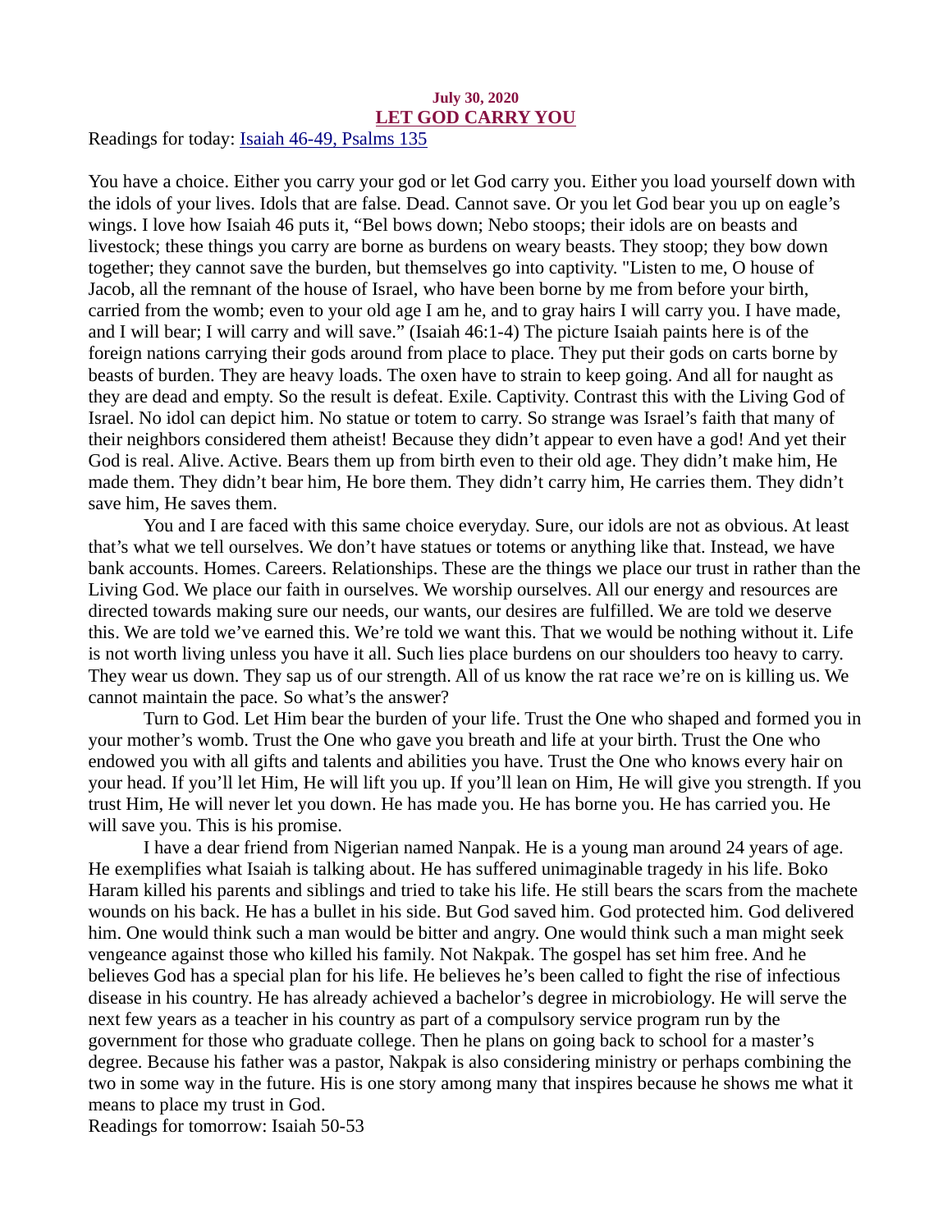**July 30, 2020**

# LET GOD CARRY YOU

Readings for today: [Isaiah 46-49, Psalms 135](#)

You have a choice. Either you carry your god or let God carry you. Either you load yourself down with the idols of your lives. Idols that are false. Dead. Cannot save. Or you let God bear you up on eagle's wings. I love how Isaiah 46 puts it, "Bel bows down; Nebo stoops; their idols are on beasts and livestock; these things you carry are borne as burdens on weary beasts. They stoop; they bow down together; they cannot save the burden, but themselves go into captivity. "Listen to me, O house of Jacob, all the remnant of the house of Israel, who have been borne by me from before your birth, carried from the womb; even to your old age I am he, and to gray hairs I will carry you. I have made, and I will bear; I will carry and will save." (Isaiah 46:1-4) The picture Isaiah paints here is of the foreign nations carrying their gods around from place to place. They put their gods on carts borne by beasts of burden. They are heavy loads. The oxen have to strain to keep going. And all for naught as they are dead and empty. So the result is defeat. Exile. Captivity. Contrast this with the Living God of Israel. No idol can depict him. No statue or totem to carry. So strange was Israel's faith that many of their neighbors considered them atheist! Because they didn't appear to even have a god! And yet their God is real. Alive. Active. Bears them up from birth even to their old age. They didn't make him, He made them. They didn't bear him, He bore them. They didn't carry him, He carries them. They didn't save him, He saves them.

You and I are faced with this same choice everyday. Sure, our idols are not as obvious. At least that's what we tell ourselves. We don't have statues or totems or anything like that. Instead, we have bank accounts. Homes. Careers. Relationships. These are the things we place our trust in rather than the Living God. We place our faith in ourselves. We worship ourselves. All our energy and resources are directed towards making sure our needs, our wants, our desires are fulfilled. We are told we deserve this. We are told we've earned this. We're told we want this. That we would be nothing without it. Life is not worth living unless you have it all. Such lies place burdens on our shoulders too heavy to carry. They wear us down. They sap us of our strength. All of us know the rat race we're on is killing us. We cannot maintain the pace. So what's the answer?

Turn to God. Let Him bear the burden of your life. Trust the One who shaped and formed you in your mother's womb. Trust the One who gave you breath and life at your birth. Trust the One who endowed you with all gifts and talents and abilities you have. Trust the One who knows every hair on your head. If you'll let Him, He will lift you up. If you'll lean on Him, He will give you strength. If you trust Him, He will never let you down. He has made you. He has borne you. He has carried you. He will save you. This is his promise.

I have a dear friend from Nigerian named Nanpak. He is a young man around 24 years of age. He exemplifies what Isaiah is talking about. He has suffered unimaginable tragedy in his life. Boko Haram killed his parents and siblings and tried to take his life. He still bears the scars from the machete wounds on his back. He has a bullet in his side. But God saved him. God protected him. God delivered him. One would think such a man would be bitter and angry. One would think such a man might seek vengeance against those who killed his family. Not Nakpak. The gospel has set him free. And he believes God has a special plan for his life. He believes he's been called to fight the rise of infectious disease in his country. He has already achieved a bachelor's degree in microbiology. He will serve the next few years as a teacher in his country as part of a compulsory service program run by the government for those who graduate college. Then he plans on going back to school for a master's degree. Because his father was a pastor, Nakpak is also considering ministry or perhaps combining the two in some way in the future. His is one story among many that inspires because he shows me what it means to place my trust in God.

Readings for tomorrow: Isaiah 50-53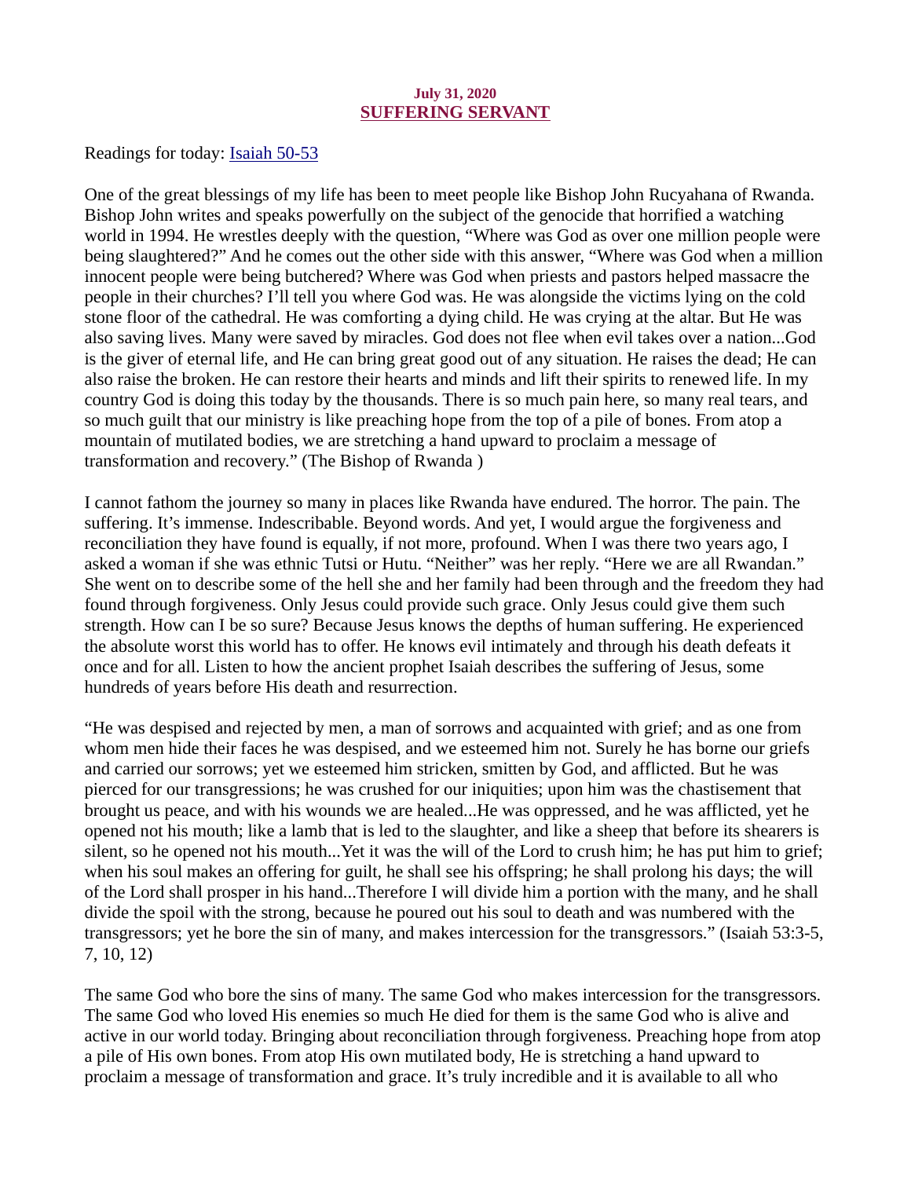July 31, 2020
## SUFFERING SERVANT

Readings for today: Isaiah 50-53

One of the great blessings of my life has been to meet people like Bishop John Rucyahana of Rwanda. Bishop John writes and speaks powerfully on the subject of the genocide that horrified a watching world in 1994. He wrestles deeply with the question, "Where was God as over one million people were being slaughtered?" And he comes out the other side with this answer, "Where was God when a million innocent people were being butchered? Where was God when priests and pastors helped massacre the people in their churches? I'll tell you where God was. He was alongside the victims lying on the cold stone floor of the cathedral. He was comforting a dying child. He was crying at the altar. But He was also saving lives. Many were saved by miracles. God does not flee when evil takes over a nation...God is the giver of eternal life, and He can bring great good out of any situation. He raises the dead; He can also raise the broken. He can restore their hearts and minds and lift their spirits to renewed life. In my country God is doing this today by the thousands. There is so much pain here, so many real tears, and so much guilt that our ministry is like preaching hope from the top of a pile of bones. From atop a mountain of mutilated bodies, we are stretching a hand upward to proclaim a message of transformation and recovery." (The Bishop of Rwanda )

I cannot fathom the journey so many in places like Rwanda have endured. The horror. The pain. The suffering. It's immense. Indescribable. Beyond words. And yet, I would argue the forgiveness and reconciliation they have found is equally, if not more, profound. When I was there two years ago, I asked a woman if she was ethnic Tutsi or Hutu. "Neither" was her reply. "Here we are all Rwandan." She went on to describe some of the hell she and her family had been through and the freedom they had found through forgiveness. Only Jesus could provide such grace. Only Jesus could give them such strength. How can I be so sure? Because Jesus knows the depths of human suffering. He experienced the absolute worst this world has to offer. He knows evil intimately and through his death defeats it once and for all. Listen to how the ancient prophet Isaiah describes the suffering of Jesus, some hundreds of years before His death and resurrection.

"He was despised and rejected by men, a man of sorrows and acquainted with grief; and as one from whom men hide their faces he was despised, and we esteemed him not. Surely he has borne our griefs and carried our sorrows; yet we esteemed him stricken, smitten by God, and afflicted. But he was pierced for our transgressions; he was crushed for our iniquities; upon him was the chastisement that brought us peace, and with his wounds we are healed...He was oppressed, and he was afflicted, yet he opened not his mouth; like a lamb that is led to the slaughter, and like a sheep that before its shearers is silent, so he opened not his mouth...Yet it was the will of the Lord to crush him; he has put him to grief; when his soul makes an offering for guilt, he shall see his offspring; he shall prolong his days; the will of the Lord shall prosper in his hand...Therefore I will divide him a portion with the many, and he shall divide the spoil with the strong, because he poured out his soul to death and was numbered with the transgressors; yet he bore the sin of many, and makes intercession for the transgressors." (Isaiah 53:3-5, 7, 10, 12)

The same God who bore the sins of many. The same God who makes intercession for the transgressors. The same God who loved His enemies so much He died for them is the same God who is alive and active in our world today. Bringing about reconciliation through forgiveness. Preaching hope from atop a pile of His own bones. From atop His own mutilated body, He is stretching a hand upward to proclaim a message of transformation and grace. It's truly incredible and it is available to all who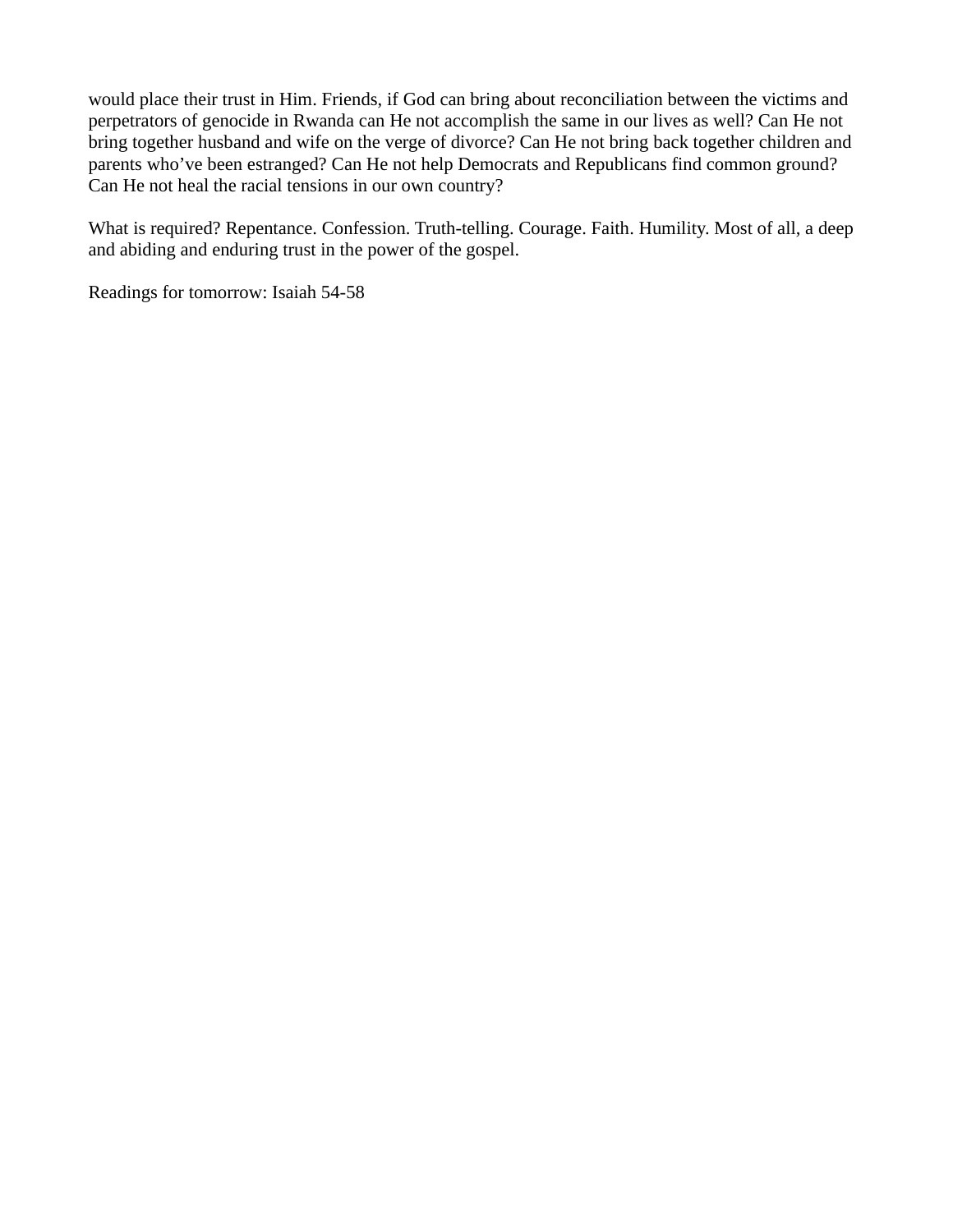would place their trust in Him. Friends, if God can bring about reconciliation between the victims and perpetrators of genocide in Rwanda can He not accomplish the same in our lives as well? Can He not bring together husband and wife on the verge of divorce? Can He not bring back together children and parents who've been estranged? Can He not help Democrats and Republicans find common ground? Can He not heal the racial tensions in our own country?

What is required? Repentance. Confession. Truth-telling. Courage. Faith. Humility. Most of all, a deep and abiding and enduring trust in the power of the gospel.

Readings for tomorrow: Isaiah 54-58